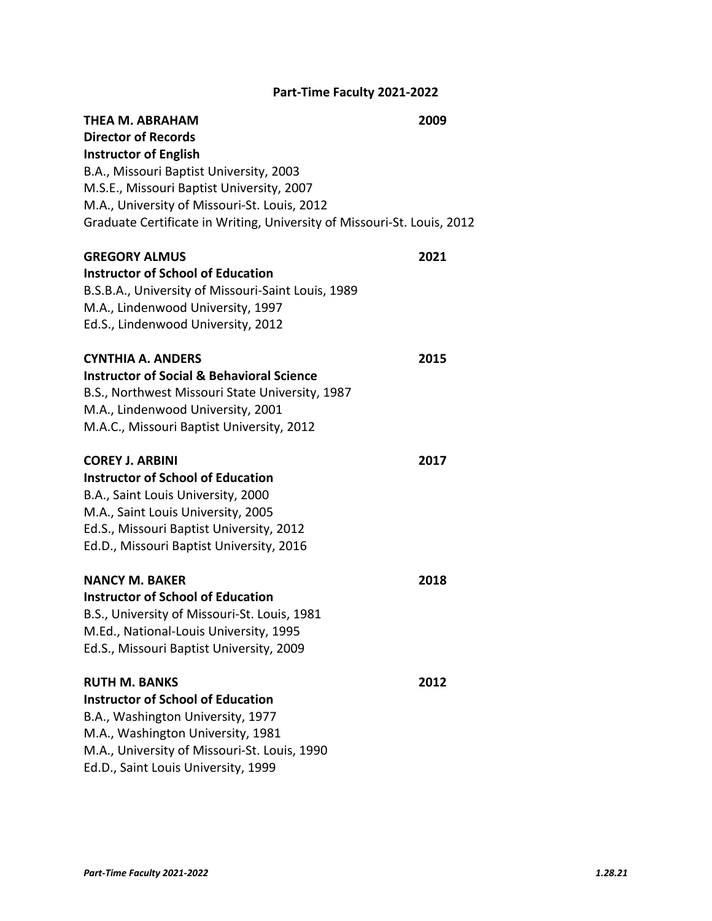# Part-Time Faculty 2021-2022

**THEA M. ABRAHAM** **2009**
**Director of Records**
**Instructor of English**
B.A., Missouri Baptist University, 2003
M.S.E., Missouri Baptist University, 2007
M.A., University of Missouri-St. Louis, 2012
Graduate Certificate in Writing, University of Missouri-St. Louis, 2012

**GREGORY ALMUS** **2021**
**Instructor of School of Education**
B.S.B.A., University of Missouri-Saint Louis, 1989
M.A., Lindenwood University, 1997
Ed.S., Lindenwood University, 2012

**CYNTHIA A. ANDERS** **2015**
**Instructor of Social & Behavioral Science**
B.S., Northwest Missouri State University, 1987
M.A., Lindenwood University, 2001
M.A.C., Missouri Baptist University, 2012

**COREY J. ARBINI** **2017**
**Instructor of School of Education**
B.A., Saint Louis University, 2000
M.A., Saint Louis University, 2005
Ed.S., Missouri Baptist University, 2012
Ed.D., Missouri Baptist University, 2016

**NANCY M. BAKER** **2018**
**Instructor of School of Education**
B.S., University of Missouri-St. Louis, 1981
M.Ed., National-Louis University, 1995
Ed.S., Missouri Baptist University, 2009

**RUTH M. BANKS** **2012**
**Instructor of School of Education**
B.A., Washington University, 1977
M.A., Washington University, 1981
M.A., University of Missouri-St. Louis, 1990
Ed.D., Saint Louis University, 1999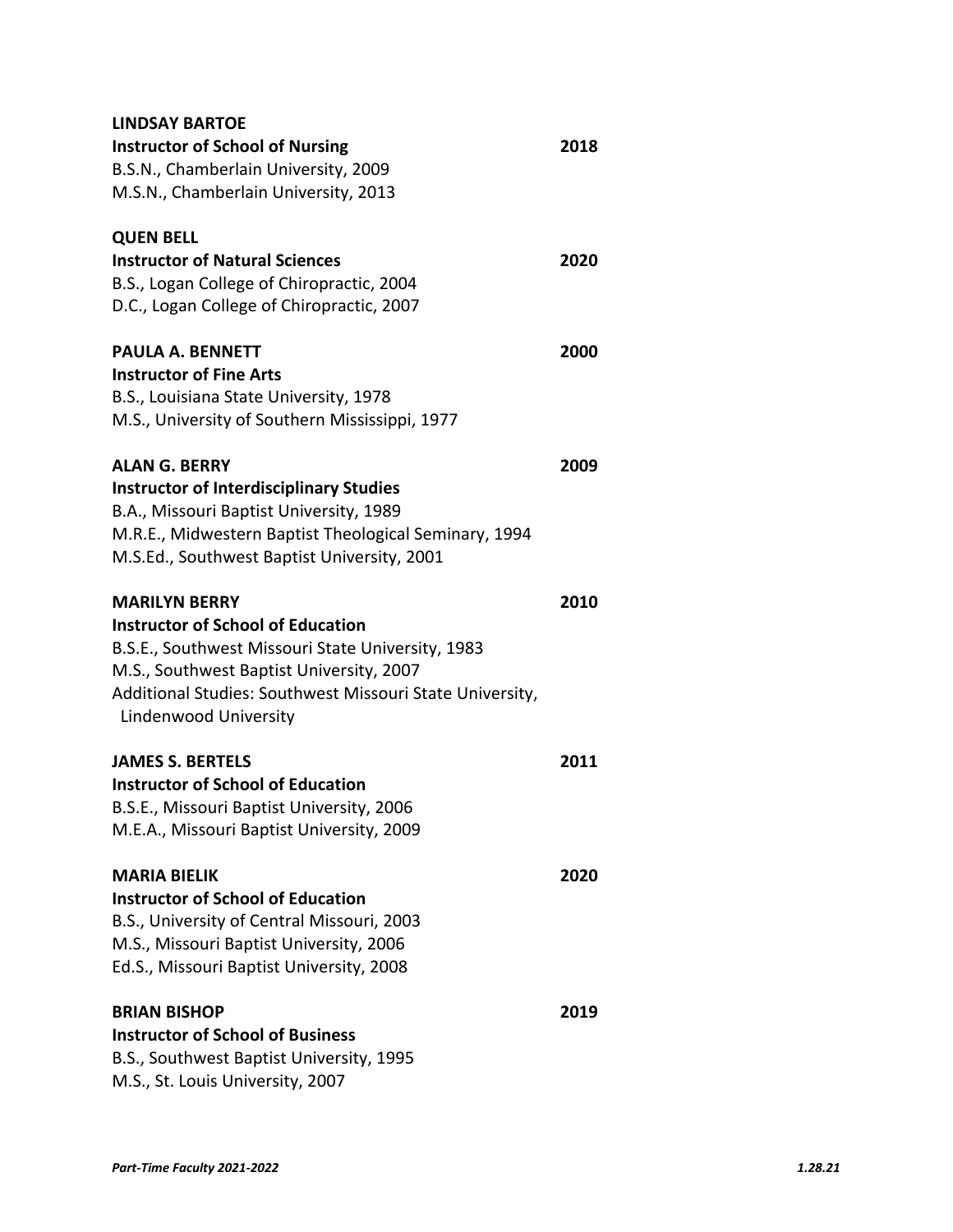**LINDSAY BARTOE**
**Instructor of School of Nursing** **2018**
B.S.N., Chamberlain University, 2009
M.S.N., Chamberlain University, 2013

**QUEN BELL**
**Instructor of Natural Sciences** **2020**
B.S., Logan College of Chiropractic, 2004
D.C., Logan College of Chiropractic, 2007

**PAULA A. BENNETT** **2000**
**Instructor of Fine Arts**
B.S., Louisiana State University, 1978
M.S., University of Southern Mississippi, 1977

**ALAN G. BERRY** **2009**
**Instructor of Interdisciplinary Studies**
B.A., Missouri Baptist University, 1989
M.R.E., Midwestern Baptist Theological Seminary, 1994
M.S.Ed., Southwest Baptist University, 2001

**MARILYN BERRY** **2010**
**Instructor of School of Education**
B.S.E., Southwest Missouri State University, 1983
M.S., Southwest Baptist University, 2007
Additional Studies: Southwest Missouri State University, Lindenwood University

**JAMES S. BERTELS** **2011**
**Instructor of School of Education**
B.S.E., Missouri Baptist University, 2006
M.E.A., Missouri Baptist University, 2009

**MARIA BIELIK** **2020**
**Instructor of School of Education**
B.S., University of Central Missouri, 2003
M.S., Missouri Baptist University, 2006
Ed.S., Missouri Baptist University, 2008

**BRIAN BISHOP** **2019**
**Instructor of School of Business**
B.S., Southwest Baptist University, 1995
M.S., St. Louis University, 2007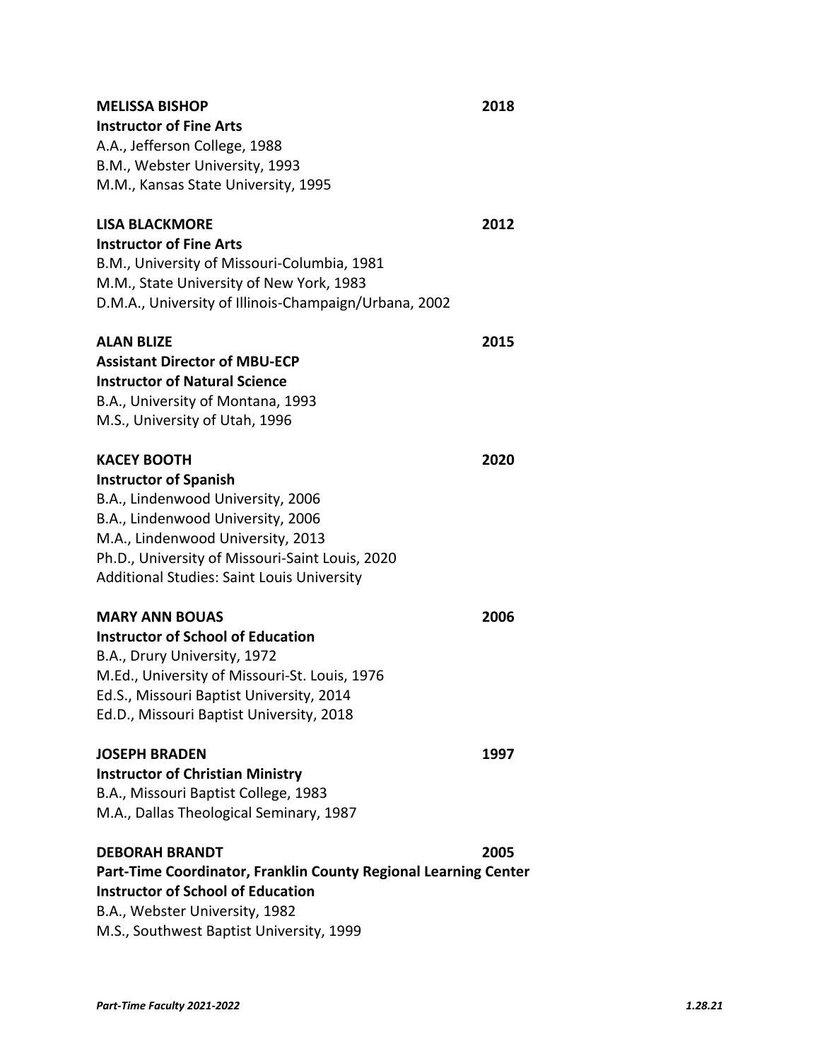**MELISSA BISHOP** **2018**
**Instructor of Fine Arts**
A.A., Jefferson College, 1988
B.M., Webster University, 1993
M.M., Kansas State University, 1995

**LISA BLACKMORE** **2012**
**Instructor of Fine Arts**
B.M., University of Missouri-Columbia, 1981
M.M., State University of New York, 1983
D.M.A., University of Illinois-Champaign/Urbana, 2002

**ALAN BLIZE** **2015**
**Assistant Director of MBU-ECP**
**Instructor of Natural Science**
B.A., University of Montana, 1993
M.S., University of Utah, 1996

**KACEY BOOTH** **2020**
**Instructor of Spanish**
B.A., Lindenwood University, 2006
B.A., Lindenwood University, 2006
M.A., Lindenwood University, 2013
Ph.D., University of Missouri-Saint Louis, 2020
Additional Studies: Saint Louis University

**MARY ANN BOUAS** **2006**
**Instructor of School of Education**
B.A., Drury University, 1972
M.Ed., University of Missouri-St. Louis, 1976
Ed.S., Missouri Baptist University, 2014
Ed.D., Missouri Baptist University, 2018

**JOSEPH BRADEN** **1997**
**Instructor of Christian Ministry**
B.A., Missouri Baptist College, 1983
M.A., Dallas Theological Seminary, 1987

**DEBORAH BRANDT** **2005**
**Part-Time Coordinator, Franklin County Regional Learning Center**
**Instructor of School of Education**
B.A., Webster University, 1982
M.S., Southwest Baptist University, 1999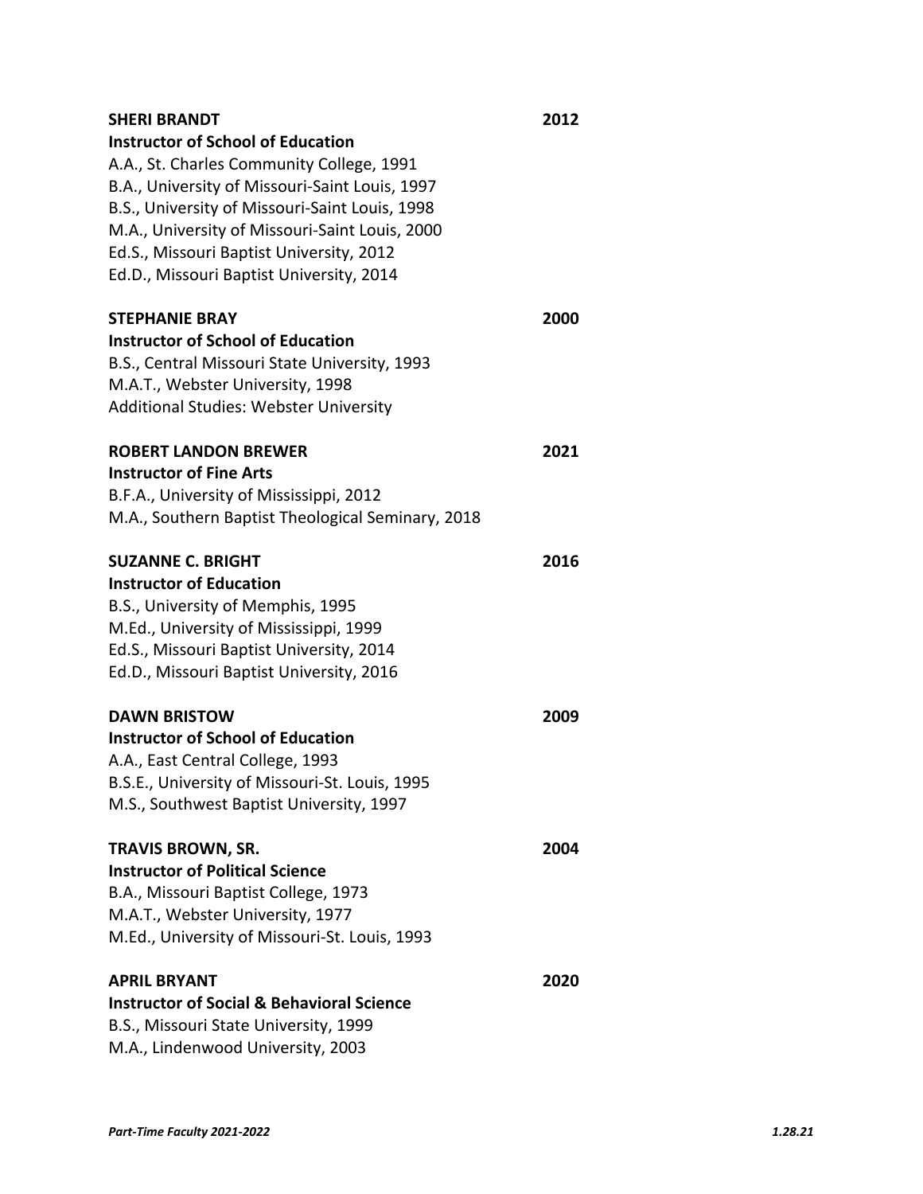**SHERI BRANDT** **2012**
**Instructor of School of Education**
A.A., St. Charles Community College, 1991
B.A., University of Missouri-Saint Louis, 1997
B.S., University of Missouri-Saint Louis, 1998
M.A., University of Missouri-Saint Louis, 2000
Ed.S., Missouri Baptist University, 2012
Ed.D., Missouri Baptist University, 2014

**STEPHANIE BRAY** **2000**
**Instructor of School of Education**
B.S., Central Missouri State University, 1993
M.A.T., Webster University, 1998
Additional Studies: Webster University

**ROBERT LANDON BREWER** **2021**
**Instructor of Fine Arts**
B.F.A., University of Mississippi, 2012
M.A., Southern Baptist Theological Seminary, 2018

**SUZANNE C. BRIGHT** **2016**
**Instructor of Education**
B.S., University of Memphis, 1995
M.Ed., University of Mississippi, 1999
Ed.S., Missouri Baptist University, 2014
Ed.D., Missouri Baptist University, 2016

**DAWN BRISTOW** **2009**
**Instructor of School of Education**
A.A., East Central College, 1993
B.S.E., University of Missouri-St. Louis, 1995
M.S., Southwest Baptist University, 1997

**TRAVIS BROWN, SR.** **2004**
**Instructor of Political Science**
B.A., Missouri Baptist College, 1973
M.A.T., Webster University, 1977
M.Ed., University of Missouri-St. Louis, 1993

**APRIL BRYANT** **2020**
**Instructor of Social & Behavioral Science**
B.S., Missouri State University, 1999
M.A., Lindenwood University, 2003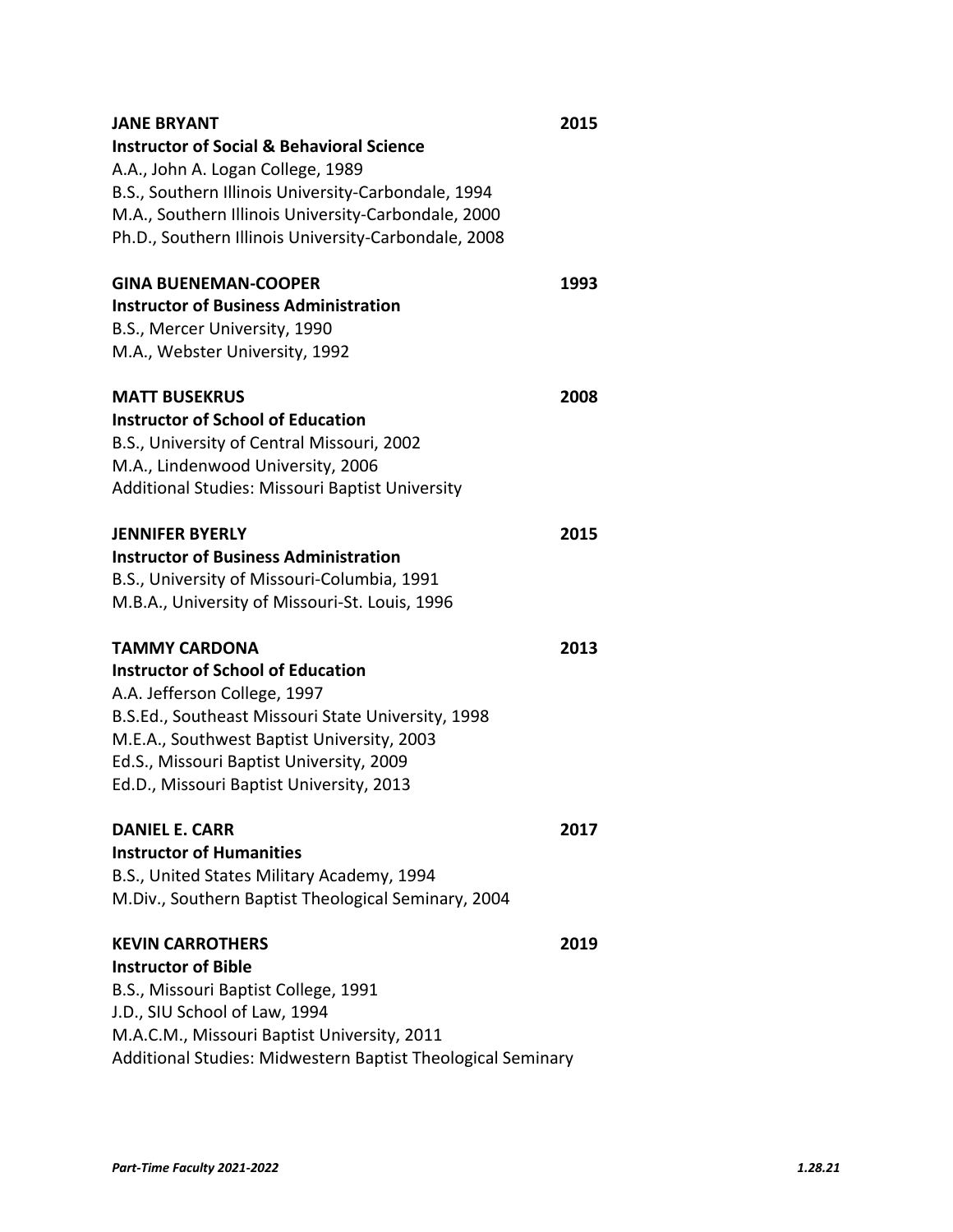**JANE BRYANT** 2015
**Instructor of Social & Behavioral Science**
A.A., John A. Logan College, 1989
B.S., Southern Illinois University-Carbondale, 1994
M.A., Southern Illinois University-Carbondale, 2000
Ph.D., Southern Illinois University-Carbondale, 2008

**GINA BUENEMAN-COOPER** 1993
**Instructor of Business Administration**
B.S., Mercer University, 1990
M.A., Webster University, 1992

**MATT BUSEKRUS** 2008
**Instructor of School of Education**
B.S., University of Central Missouri, 2002
M.A., Lindenwood University, 2006
Additional Studies: Missouri Baptist University

**JENNIFER BYERLY** 2015
**Instructor of Business Administration**
B.S., University of Missouri-Columbia, 1991
M.B.A., University of Missouri-St. Louis, 1996

**TAMMY CARDONA** 2013
**Instructor of School of Education**
A.A. Jefferson College, 1997
B.S.Ed., Southeast Missouri State University, 1998
M.E.A., Southwest Baptist University, 2003
Ed.S., Missouri Baptist University, 2009
Ed.D., Missouri Baptist University, 2013

**DANIEL E. CARR** 2017
**Instructor of Humanities**
B.S., United States Military Academy, 1994
M.Div., Southern Baptist Theological Seminary, 2004

**KEVIN CARROTHERS** 2019
**Instructor of Bible**
B.S., Missouri Baptist College, 1991
J.D., SIU School of Law, 1994
M.A.C.M., Missouri Baptist University, 2011
Additional Studies: Midwestern Baptist Theological Seminary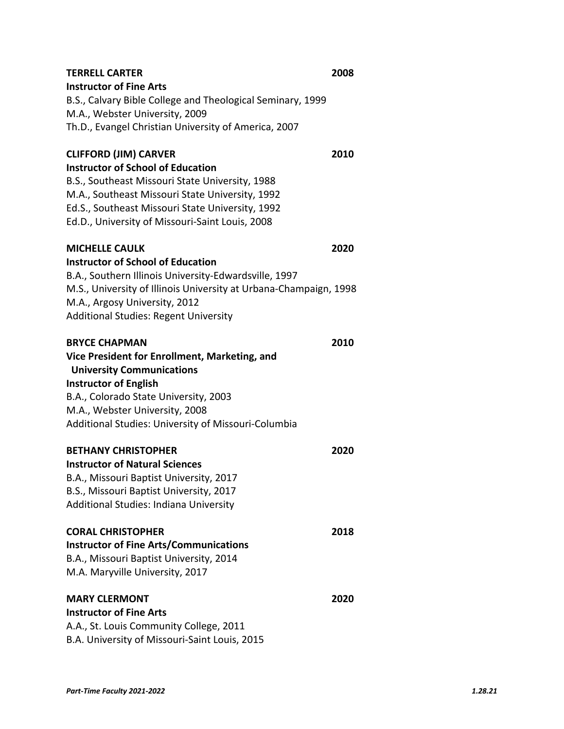**TERRELL CARTER** 2008
**Instructor of Fine Arts**
B.S., Calvary Bible College and Theological Seminary, 1999
M.A., Webster University, 2009
Th.D., Evangel Christian University of America, 2007

**CLIFFORD (JIM) CARVER** 2010
**Instructor of School of Education**
B.S., Southeast Missouri State University, 1988
M.A., Southeast Missouri State University, 1992
Ed.S., Southeast Missouri State University, 1992
Ed.D., University of Missouri-Saint Louis, 2008

**MICHELLE CAULK** 2020
**Instructor of School of Education**
B.A., Southern Illinois University-Edwardsville, 1997
M.S., University of Illinois University at Urbana-Champaign, 1998
M.A., Argosy University, 2012
Additional Studies: Regent University

**BRYCE CHAPMAN** 2010
**Vice President for Enrollment, Marketing, and University Communications**
**Instructor of English**
B.A., Colorado State University, 2003
M.A., Webster University, 2008
Additional Studies: University of Missouri-Columbia

**BETHANY CHRISTOPHER** 2020
**Instructor of Natural Sciences**
B.A., Missouri Baptist University, 2017
B.S., Missouri Baptist University, 2017
Additional Studies: Indiana University

**CORAL CHRISTOPHER** 2018
**Instructor of Fine Arts/Communications**
B.A., Missouri Baptist University, 2014
M.A. Maryville University, 2017

**MARY CLERMONT** 2020
**Instructor of Fine Arts**
A.A., St. Louis Community College, 2011
B.A. University of Missouri-Saint Louis, 2015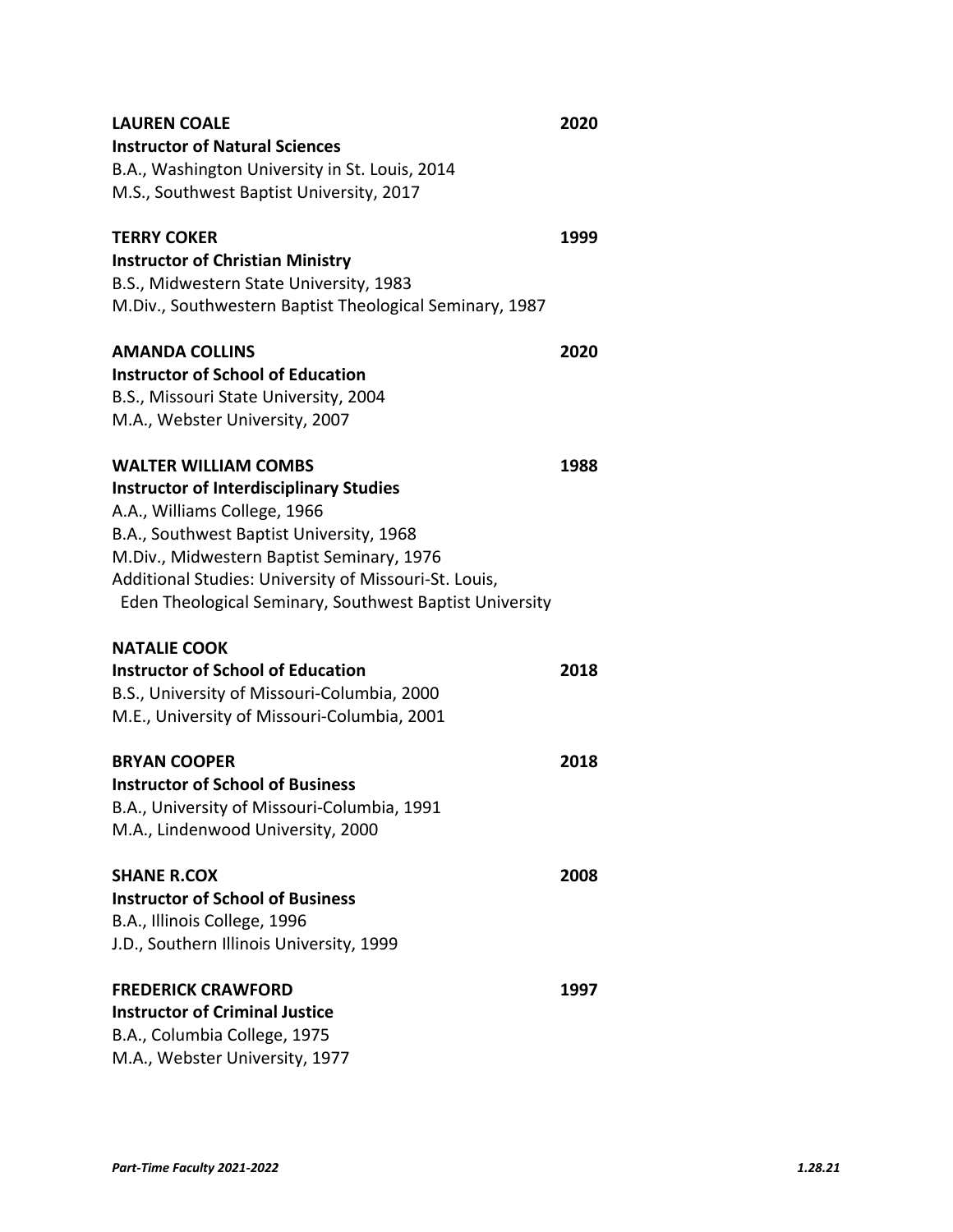**LAUREN COALE** 2020
**Instructor of Natural Sciences**
B.A., Washington University in St. Louis, 2014
M.S., Southwest Baptist University, 2017

**TERRY COKER** 1999
**Instructor of Christian Ministry**
B.S., Midwestern State University, 1983
M.Div., Southwestern Baptist Theological Seminary, 1987

**AMANDA COLLINS** 2020
**Instructor of School of Education**
B.S., Missouri State University, 2004
M.A., Webster University, 2007

**WALTER WILLIAM COMBS** 1988
**Instructor of Interdisciplinary Studies**
A.A., Williams College, 1966
B.A., Southwest Baptist University, 1968
M.Div., Midwestern Baptist Seminary, 1976
Additional Studies: University of Missouri-St. Louis, Eden Theological Seminary, Southwest Baptist University

**NATALIE COOK**
**Instructor of School of Education** 2018
B.S., University of Missouri-Columbia, 2000
M.E., University of Missouri-Columbia, 2001

**BRYAN COOPER** 2018
**Instructor of School of Business**
B.A., University of Missouri-Columbia, 1991
M.A., Lindenwood University, 2000

**SHANE R.COX** 2008
**Instructor of School of Business**
B.A., Illinois College, 1996
J.D., Southern Illinois University, 1999

**FREDERICK CRAWFORD** 1997
**Instructor of Criminal Justice**
B.A., Columbia College, 1975
M.A., Webster University, 1977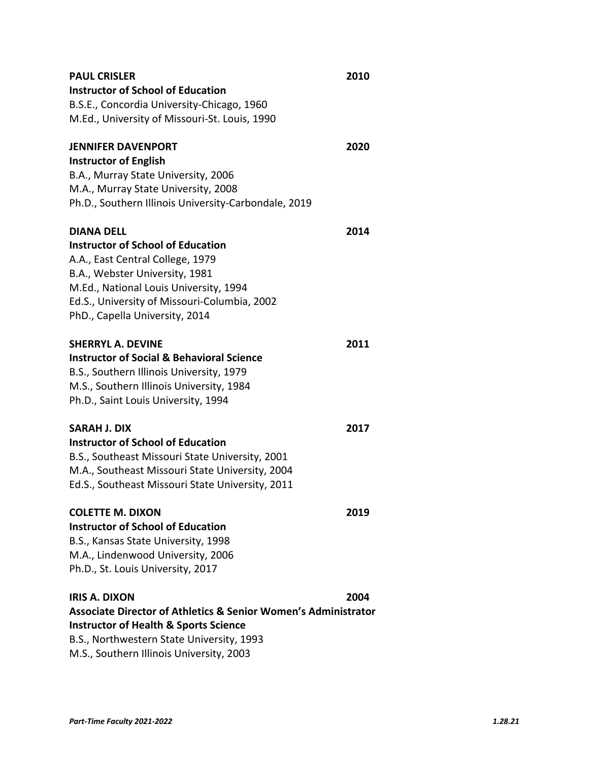**PAUL CRISLER** **2010**
**Instructor of School of Education**
B.S.E., Concordia University-Chicago, 1960
M.Ed., University of Missouri-St. Louis, 1990

**JENNIFER DAVENPORT** **2020**
**Instructor of English**
B.A., Murray State University, 2006
M.A., Murray State University, 2008
Ph.D., Southern Illinois University-Carbondale, 2019

**DIANA DELL** **2014**
**Instructor of School of Education**
A.A., East Central College, 1979
B.A., Webster University, 1981
M.Ed., National Louis University, 1994
Ed.S., University of Missouri-Columbia, 2002
PhD., Capella University, 2014

**SHERRYL A. DEVINE** **2011**
**Instructor of Social & Behavioral Science**
B.S., Southern Illinois University, 1979
M.S., Southern Illinois University, 1984
Ph.D., Saint Louis University, 1994

**SARAH J. DIX** **2017**
**Instructor of School of Education**
B.S., Southeast Missouri State University, 2001
M.A., Southeast Missouri State University, 2004
Ed.S., Southeast Missouri State University, 2011

**COLETTE M. DIXON** **2019**
**Instructor of School of Education**
B.S., Kansas State University, 1998
M.A., Lindenwood University, 2006
Ph.D., St. Louis University, 2017

**IRIS A. DIXON** **2004**
**Associate Director of Athletics & Senior Women's Administrator**
**Instructor of Health & Sports Science**
B.S., Northwestern State University, 1993
M.S., Southern Illinois University, 2003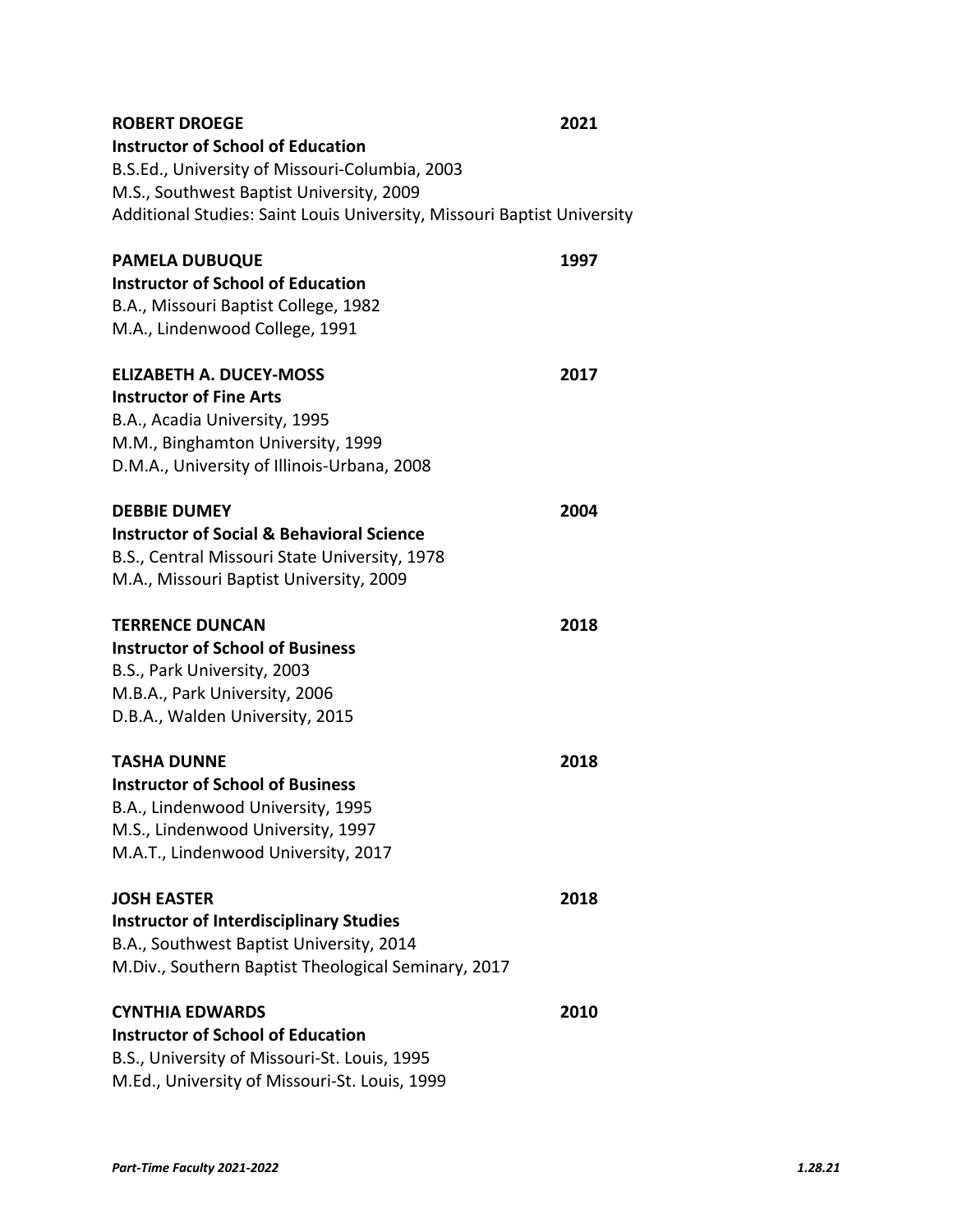**ROBERT DROEGE** 2021
**Instructor of School of Education**
B.S.Ed., University of Missouri-Columbia, 2003
M.S., Southwest Baptist University, 2009
Additional Studies: Saint Louis University, Missouri Baptist University

**PAMELA DUBUQUE** 1997
**Instructor of School of Education**
B.A., Missouri Baptist College, 1982
M.A., Lindenwood College, 1991

**ELIZABETH A. DUCEY-MOSS** 2017
**Instructor of Fine Arts**
B.A., Acadia University, 1995
M.M., Binghamton University, 1999
D.M.A., University of Illinois-Urbana, 2008

**DEBBIE DUMEY** 2004
**Instructor of Social & Behavioral Science**
B.S., Central Missouri State University, 1978
M.A., Missouri Baptist University, 2009

**TERRENCE DUNCAN** 2018
**Instructor of School of Business**
B.S., Park University, 2003
M.B.A., Park University, 2006
D.B.A., Walden University, 2015

**TASHA DUNNE** 2018
**Instructor of School of Business**
B.A., Lindenwood University, 1995
M.S., Lindenwood University, 1997
M.A.T., Lindenwood University, 2017

**JOSH EASTER** 2018
**Instructor of Interdisciplinary Studies**
B.A., Southwest Baptist University, 2014
M.Div., Southern Baptist Theological Seminary, 2017

**CYNTHIA EDWARDS** 2010
**Instructor of School of Education**
B.S., University of Missouri-St. Louis, 1995
M.Ed., University of Missouri-St. Louis, 1999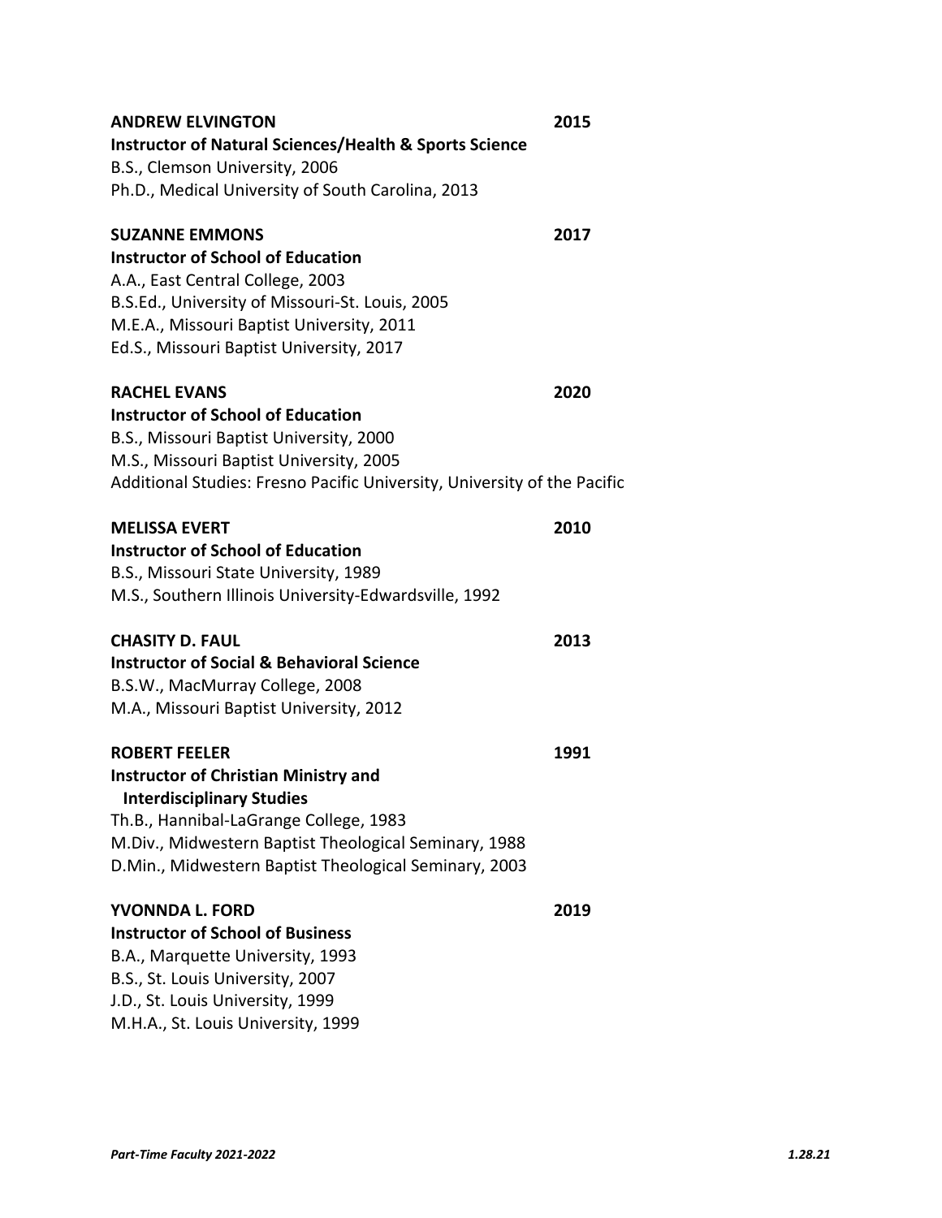**ANDREW ELVINGTON** **2015**
**Instructor of Natural Sciences/Health & Sports Science**
B.S., Clemson University, 2006
Ph.D., Medical University of South Carolina, 2013

**SUZANNE EMMONS** **2017**
**Instructor of School of Education**
A.A., East Central College, 2003
B.S.Ed., University of Missouri-St. Louis, 2005
M.E.A., Missouri Baptist University, 2011
Ed.S., Missouri Baptist University, 2017

**RACHEL EVANS** **2020**
**Instructor of School of Education**
B.S., Missouri Baptist University, 2000
M.S., Missouri Baptist University, 2005
Additional Studies: Fresno Pacific University, University of the Pacific

**MELISSA EVERT** **2010**
**Instructor of School of Education**
B.S., Missouri State University, 1989
M.S., Southern Illinois University-Edwardsville, 1992

**CHASITY D. FAUL** **2013**
**Instructor of Social & Behavioral Science**
B.S.W., MacMurray College, 2008
M.A., Missouri Baptist University, 2012

**ROBERT FEELER** **1991**
**Instructor of Christian Ministry and Interdisciplinary Studies**
Th.B., Hannibal-LaGrange College, 1983
M.Div., Midwestern Baptist Theological Seminary, 1988
D.Min., Midwestern Baptist Theological Seminary, 2003

**YVONNDA L. FORD** **2019**
**Instructor of School of Business**
B.A., Marquette University, 1993
B.S., St. Louis University, 2007
J.D., St. Louis University, 1999
M.H.A., St. Louis University, 1999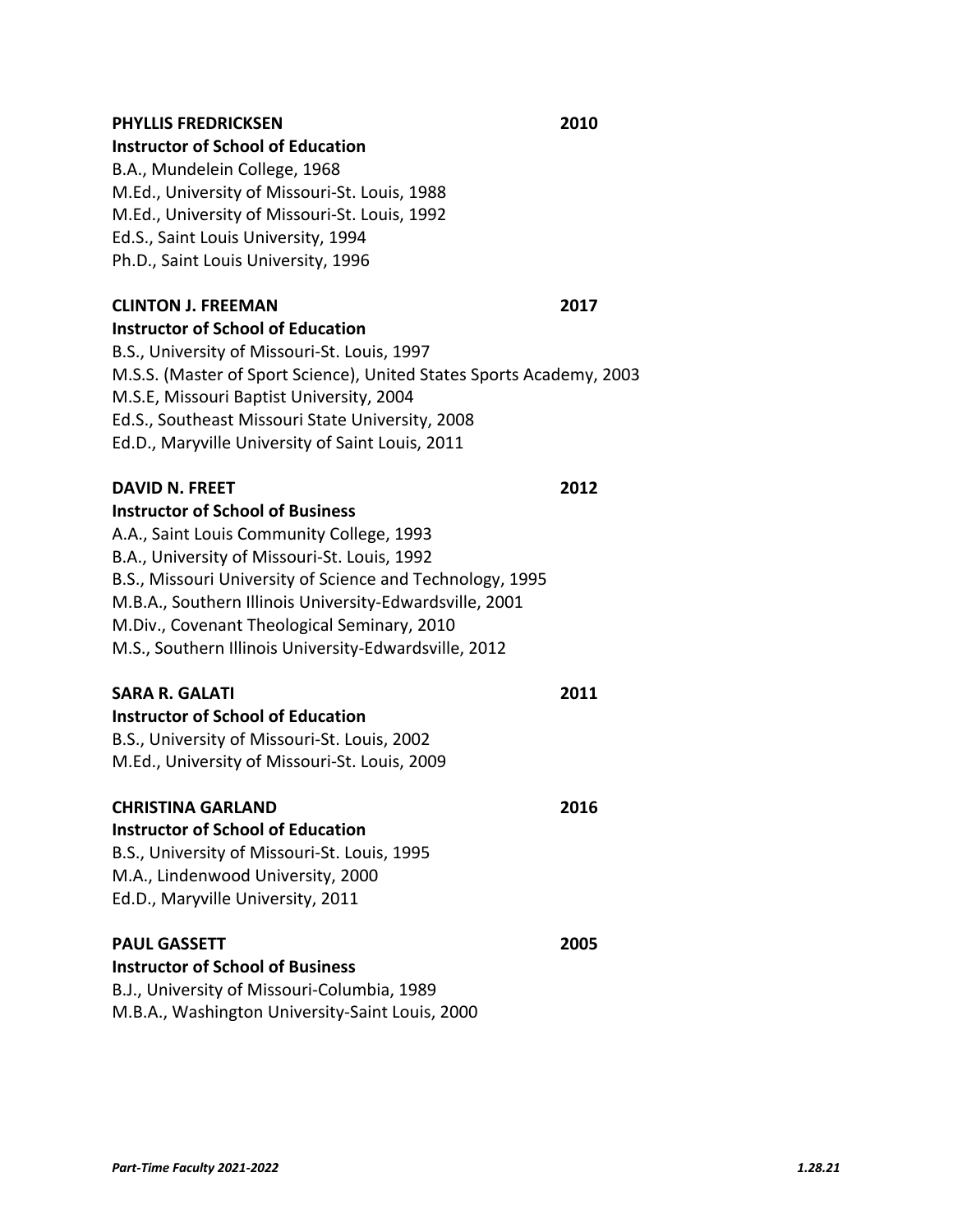**PHYLLIS FREDRICKSEN** **2010**
**Instructor of School of Education**
B.A., Mundelein College, 1968
M.Ed., University of Missouri-St. Louis, 1988
M.Ed., University of Missouri-St. Louis, 1992
Ed.S., Saint Louis University, 1994
Ph.D., Saint Louis University, 1996

**CLINTON J. FREEMAN** **2017**
**Instructor of School of Education**
B.S., University of Missouri-St. Louis, 1997
M.S.S. (Master of Sport Science), United States Sports Academy, 2003
M.S.E, Missouri Baptist University, 2004
Ed.S., Southeast Missouri State University, 2008
Ed.D., Maryville University of Saint Louis, 2011

**DAVID N. FREET** **2012**
**Instructor of School of Business**
A.A., Saint Louis Community College, 1993
B.A., University of Missouri-St. Louis, 1992
B.S., Missouri University of Science and Technology, 1995
M.B.A., Southern Illinois University-Edwardsville, 2001
M.Div., Covenant Theological Seminary, 2010
M.S., Southern Illinois University-Edwardsville, 2012

**SARA R. GALATI** **2011**
**Instructor of School of Education**
B.S., University of Missouri-St. Louis, 2002
M.Ed., University of Missouri-St. Louis, 2009

**CHRISTINA GARLAND** **2016**
**Instructor of School of Education**
B.S., University of Missouri-St. Louis, 1995
M.A., Lindenwood University, 2000
Ed.D., Maryville University, 2011

**PAUL GASSETT** **2005**
**Instructor of School of Business**
B.J., University of Missouri-Columbia, 1989
M.B.A., Washington University-Saint Louis, 2000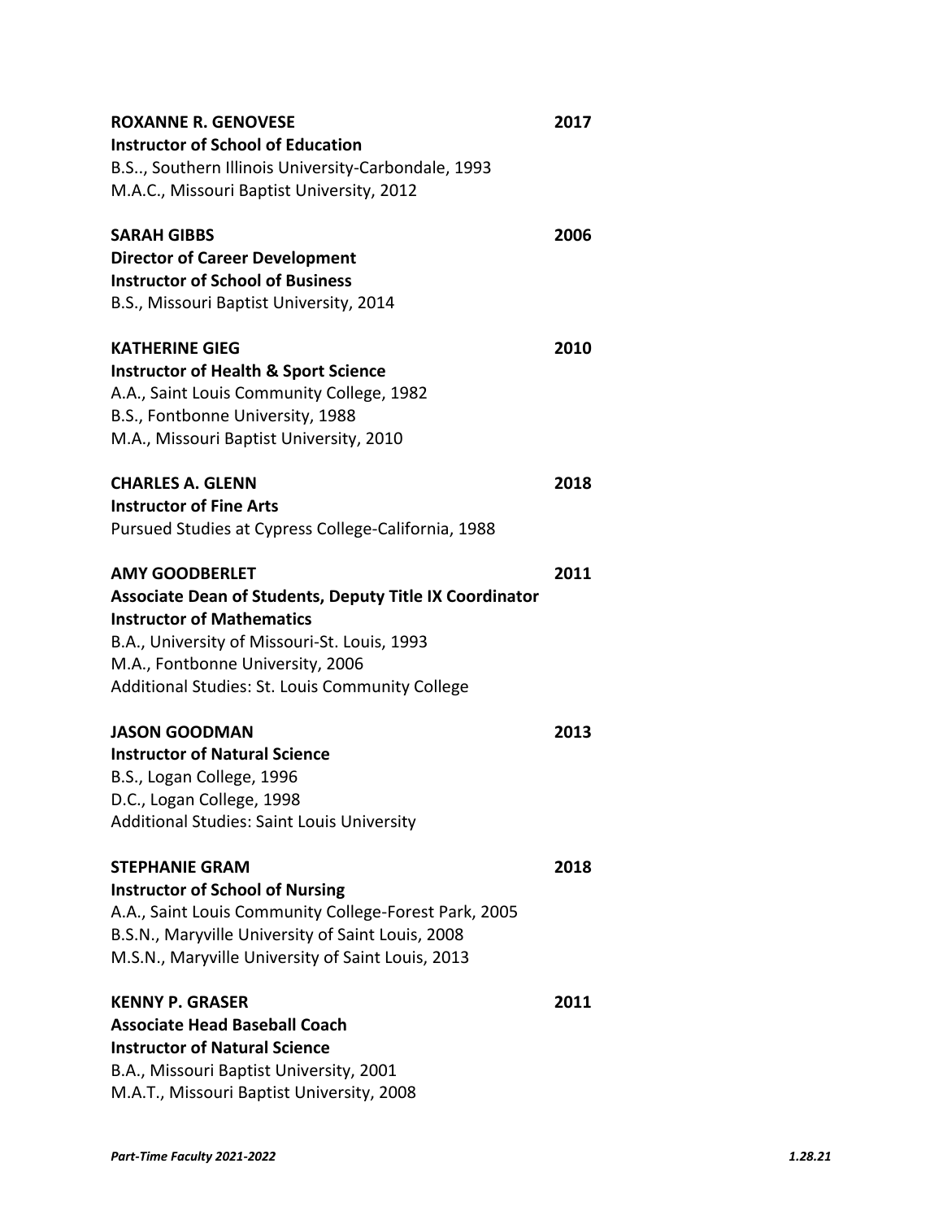**ROXANNE R. GENOVESE** **2017**
**Instructor of School of Education**
B.S.., Southern Illinois University-Carbondale, 1993
M.A.C., Missouri Baptist University, 2012

**SARAH GIBBS** **2006**
**Director of Career Development**
**Instructor of School of Business**
B.S., Missouri Baptist University, 2014

**KATHERINE GIEG** **2010**
**Instructor of Health & Sport Science**
A.A., Saint Louis Community College, 1982
B.S., Fontbonne University, 1988
M.A., Missouri Baptist University, 2010

**CHARLES A. GLENN** **2018**
**Instructor of Fine Arts**
Pursued Studies at Cypress College-California, 1988

**AMY GOODBERLET** **2011**
**Associate Dean of Students, Deputy Title IX Coordinator**
**Instructor of Mathematics**
B.A., University of Missouri-St. Louis, 1993
M.A., Fontbonne University, 2006
Additional Studies: St. Louis Community College

**JASON GOODMAN** **2013**
**Instructor of Natural Science**
B.S., Logan College, 1996
D.C., Logan College, 1998
Additional Studies: Saint Louis University

**STEPHANIE GRAM** **2018**
**Instructor of School of Nursing**
A.A., Saint Louis Community College-Forest Park, 2005
B.S.N., Maryville University of Saint Louis, 2008
M.S.N., Maryville University of Saint Louis, 2013

**KENNY P. GRASER** **2011**
**Associate Head Baseball Coach**
**Instructor of Natural Science**
B.A., Missouri Baptist University, 2001
M.A.T., Missouri Baptist University, 2008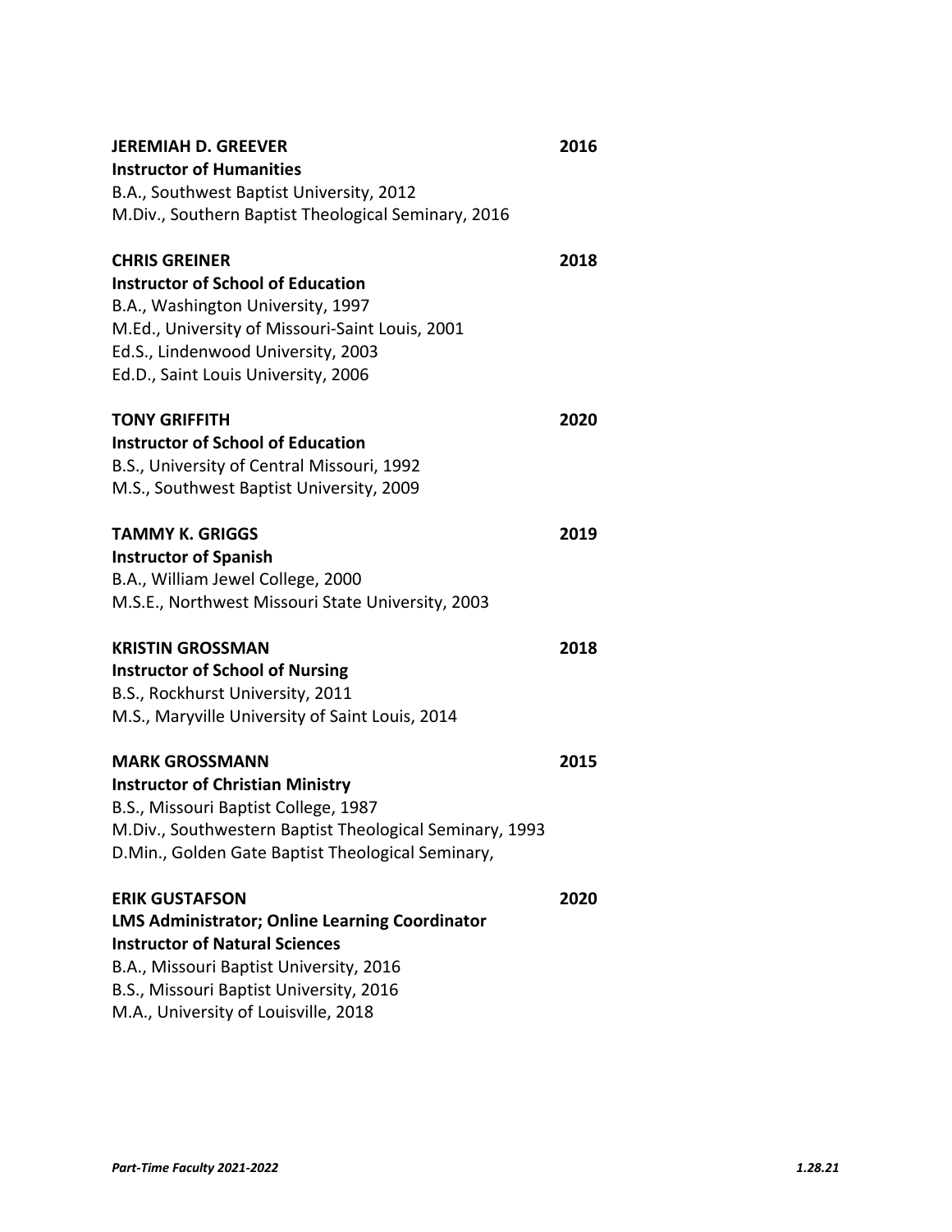**JEREMIAH D. GREEVER** **2016**
**Instructor of Humanities**
B.A., Southwest Baptist University, 2012
M.Div., Southern Baptist Theological Seminary, 2016

**CHRIS GREINER** **2018**
**Instructor of School of Education**
B.A., Washington University, 1997
M.Ed., University of Missouri-Saint Louis, 2001
Ed.S., Lindenwood University, 2003
Ed.D., Saint Louis University, 2006

**TONY GRIFFITH** **2020**
**Instructor of School of Education**
B.S., University of Central Missouri, 1992
M.S., Southwest Baptist University, 2009

**TAMMY K. GRIGGS** **2019**
**Instructor of Spanish**
B.A., William Jewel College, 2000
M.S.E., Northwest Missouri State University, 2003

**KRISTIN GROSSMAN** **2018**
**Instructor of School of Nursing**
B.S., Rockhurst University, 2011
M.S., Maryville University of Saint Louis, 2014

**MARK GROSSMANN** **2015**
**Instructor of Christian Ministry**
B.S., Missouri Baptist College, 1987
M.Div., Southwestern Baptist Theological Seminary, 1993
D.Min., Golden Gate Baptist Theological Seminary,

**ERIK GUSTAFSON** **2020**
**LMS Administrator; Online Learning Coordinator**
**Instructor of Natural Sciences**
B.A., Missouri Baptist University, 2016
B.S., Missouri Baptist University, 2016
M.A., University of Louisville, 2018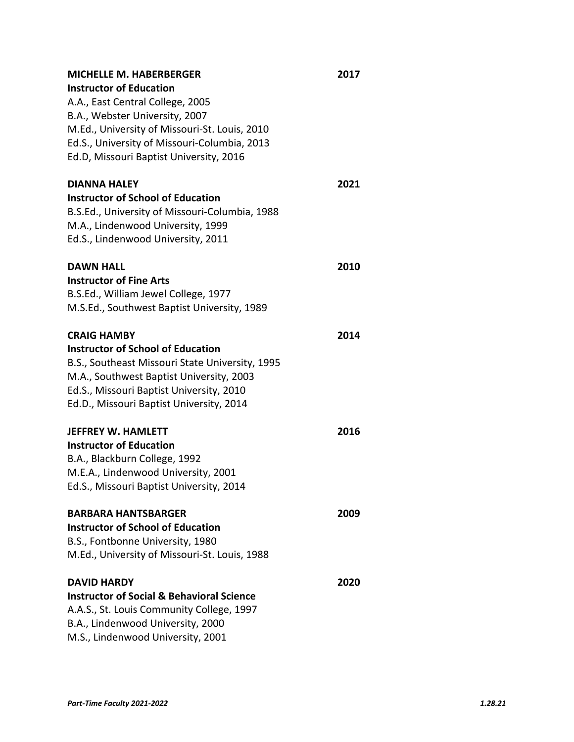**MICHELLE M. HABERBERGER** **2017**
**Instructor of Education**
A.A., East Central College, 2005
B.A., Webster University, 2007
M.Ed., University of Missouri-St. Louis, 2010
Ed.S., University of Missouri-Columbia, 2013
Ed.D, Missouri Baptist University, 2016

**DIANNA HALEY** **2021**
**Instructor of School of Education**
B.S.Ed., University of Missouri-Columbia, 1988
M.A., Lindenwood University, 1999
Ed.S., Lindenwood University, 2011

**DAWN HALL** **2010**
**Instructor of Fine Arts**
B.S.Ed., William Jewel College, 1977
M.S.Ed., Southwest Baptist University, 1989

**CRAIG HAMBY** **2014**
**Instructor of School of Education**
B.S., Southeast Missouri State University, 1995
M.A., Southwest Baptist University, 2003
Ed.S., Missouri Baptist University, 2010
Ed.D., Missouri Baptist University, 2014

**JEFFREY W. HAMLETT** **2016**
**Instructor of Education**
B.A., Blackburn College, 1992
M.E.A., Lindenwood University, 2001
Ed.S., Missouri Baptist University, 2014

**BARBARA HANTSBARGER** **2009**
**Instructor of School of Education**
B.S., Fontbonne University, 1980
M.Ed., University of Missouri-St. Louis, 1988

**DAVID HARDY** **2020**
**Instructor of Social & Behavioral Science**
A.A.S., St. Louis Community College, 1997
B.A., Lindenwood University, 2000
M.S., Lindenwood University, 2001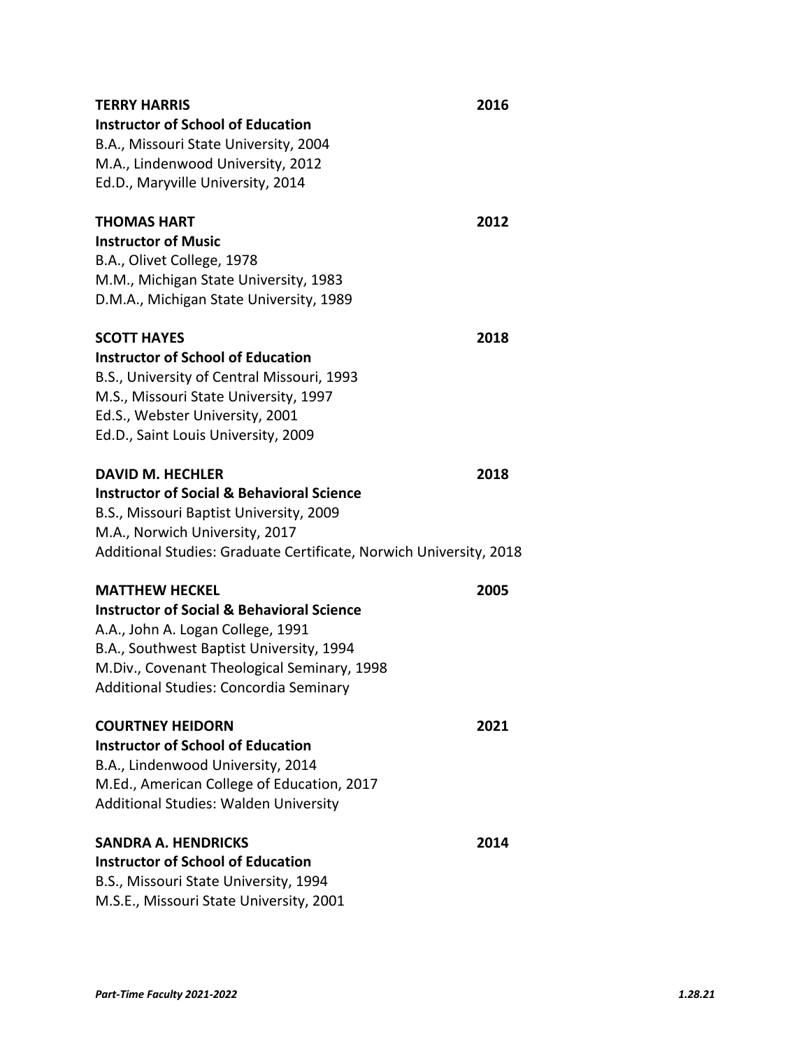**TERRY HARRIS** **2016**
**Instructor of School of Education**
B.A., Missouri State University, 2004
M.A., Lindenwood University, 2012
Ed.D., Maryville University, 2014

**THOMAS HART** **2012**
**Instructor of Music**
B.A., Olivet College, 1978
M.M., Michigan State University, 1983
D.M.A., Michigan State University, 1989

**SCOTT HAYES** **2018**
**Instructor of School of Education**
B.S., University of Central Missouri, 1993
M.S., Missouri State University, 1997
Ed.S., Webster University, 2001
Ed.D., Saint Louis University, 2009

**DAVID M. HECHLER** **2018**
**Instructor of Social & Behavioral Science**
B.S., Missouri Baptist University, 2009
M.A., Norwich University, 2017
Additional Studies: Graduate Certificate, Norwich University, 2018

**MATTHEW HECKEL** **2005**
**Instructor of Social & Behavioral Science**
A.A., John A. Logan College, 1991
B.A., Southwest Baptist University, 1994
M.Div., Covenant Theological Seminary, 1998
Additional Studies: Concordia Seminary

**COURTNEY HEIDORN** **2021**
**Instructor of School of Education**
B.A., Lindenwood University, 2014
M.Ed., American College of Education, 2017
Additional Studies: Walden University

**SANDRA A. HENDRICKS** **2014**
**Instructor of School of Education**
B.S., Missouri State University, 1994
M.S.E., Missouri State University, 2001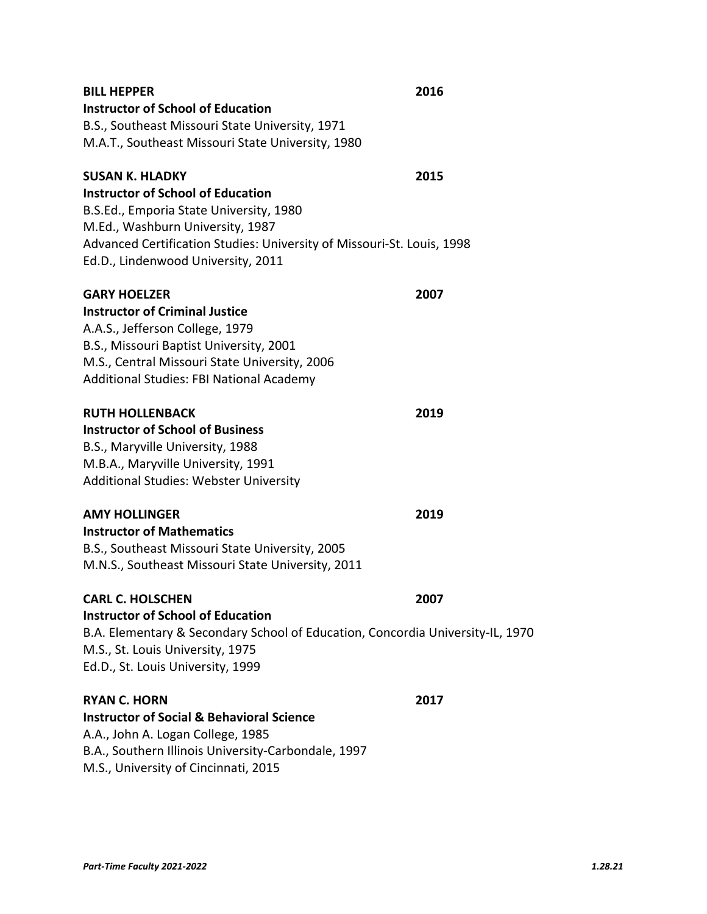**BILL HEPPER** 2016
**Instructor of School of Education**
B.S., Southeast Missouri State University, 1971
M.A.T., Southeast Missouri State University, 1980

**SUSAN K. HLADKY** 2015
**Instructor of School of Education**
B.S.Ed., Emporia State University, 1980
M.Ed., Washburn University, 1987
Advanced Certification Studies: University of Missouri-St. Louis, 1998
Ed.D., Lindenwood University, 2011

**GARY HOELZER** 2007
**Instructor of Criminal Justice**
A.A.S., Jefferson College, 1979
B.S., Missouri Baptist University, 2001
M.S., Central Missouri State University, 2006
Additional Studies: FBI National Academy

**RUTH HOLLENBACK** 2019
**Instructor of School of Business**
B.S., Maryville University, 1988
M.B.A., Maryville University, 1991
Additional Studies: Webster University

**AMY HOLLINGER** 2019
**Instructor of Mathematics**
B.S., Southeast Missouri State University, 2005
M.N.S., Southeast Missouri State University, 2011

**CARL C. HOLSCHEN** 2007
**Instructor of School of Education**
B.A. Elementary & Secondary School of Education, Concordia University-IL, 1970
M.S., St. Louis University, 1975
Ed.D., St. Louis University, 1999

**RYAN C. HORN** 2017
**Instructor of Social & Behavioral Science**
A.A., John A. Logan College, 1985
B.A., Southern Illinois University-Carbondale, 1997
M.S., University of Cincinnati, 2015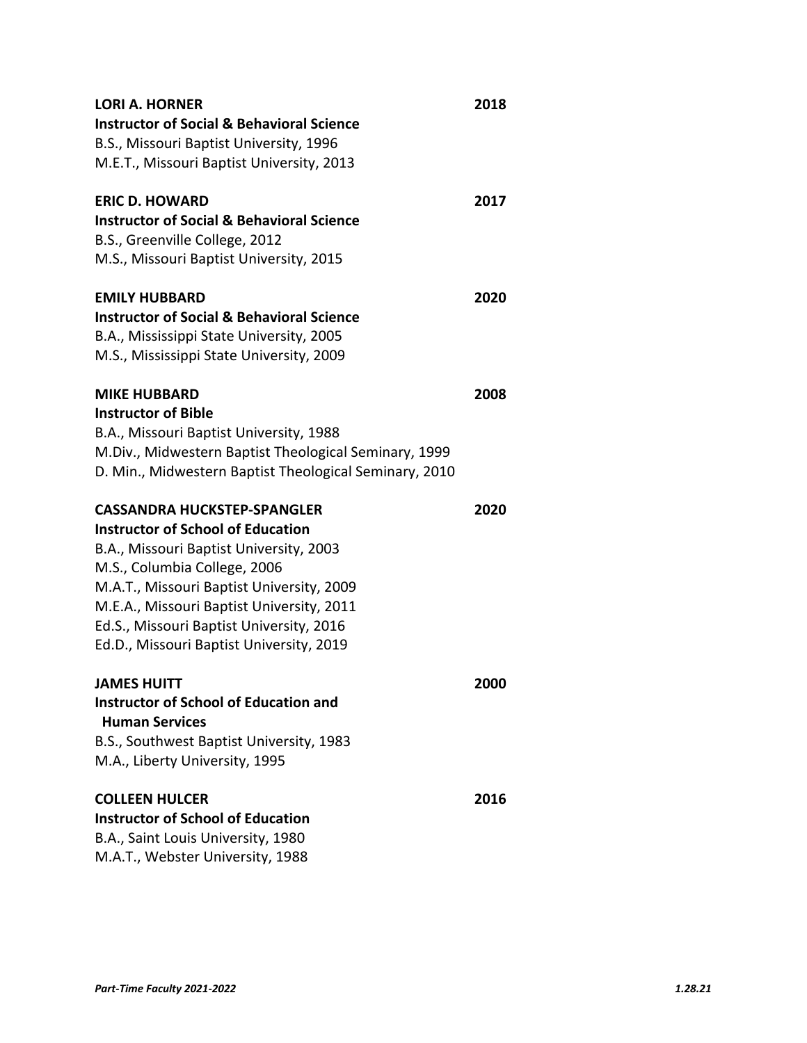**LORI A. HORNER** 2018
**Instructor of Social & Behavioral Science**
B.S., Missouri Baptist University, 1996
M.E.T., Missouri Baptist University, 2013

**ERIC D. HOWARD** 2017
**Instructor of Social & Behavioral Science**
B.S., Greenville College, 2012
M.S., Missouri Baptist University, 2015

**EMILY HUBBARD** 2020
**Instructor of Social & Behavioral Science**
B.A., Mississippi State University, 2005
M.S., Mississippi State University, 2009

**MIKE HUBBARD** 2008
**Instructor of Bible**
B.A., Missouri Baptist University, 1988
M.Div., Midwestern Baptist Theological Seminary, 1999
D. Min., Midwestern Baptist Theological Seminary, 2010

**CASSANDRA HUCKSTEP-SPANGLER** 2020
**Instructor of School of Education**
B.A., Missouri Baptist University, 2003
M.S., Columbia College, 2006
M.A.T., Missouri Baptist University, 2009
M.E.A., Missouri Baptist University, 2011
Ed.S., Missouri Baptist University, 2016
Ed.D., Missouri Baptist University, 2019

**JAMES HUITT** 2000
**Instructor of School of Education and Human Services**
B.S., Southwest Baptist University, 1983
M.A., Liberty University, 1995

**COLLEEN HULCER** 2016
**Instructor of School of Education**
B.A., Saint Louis University, 1980
M.A.T., Webster University, 1988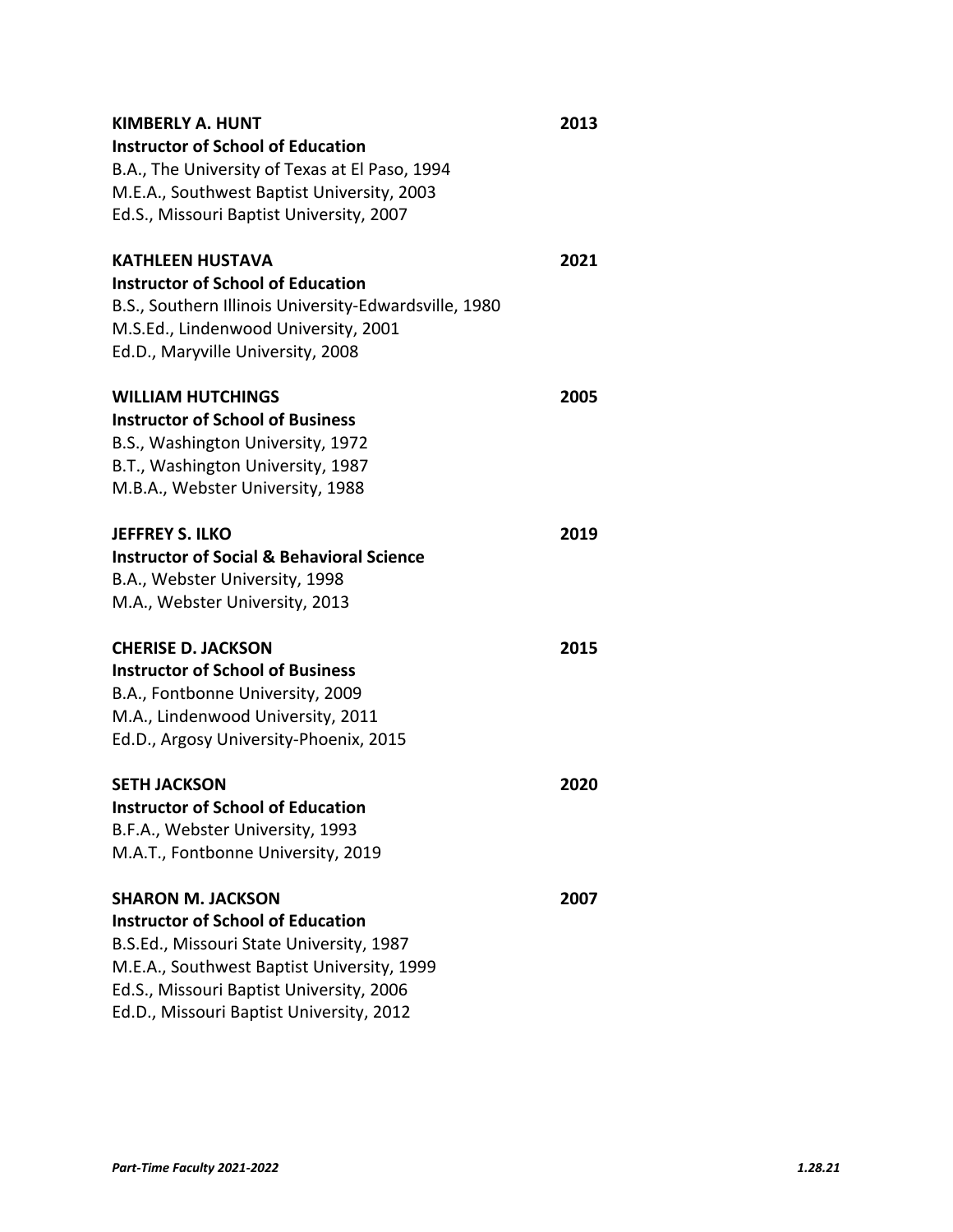**KIMBERLY A. HUNT** **2013**
**Instructor of School of Education**
B.A., The University of Texas at El Paso, 1994
M.E.A., Southwest Baptist University, 2003
Ed.S., Missouri Baptist University, 2007

**KATHLEEN HUSTAVA** **2021**
**Instructor of School of Education**
B.S., Southern Illinois University-Edwardsville, 1980
M.S.Ed., Lindenwood University, 2001
Ed.D., Maryville University, 2008

**WILLIAM HUTCHINGS** **2005**
**Instructor of School of Business**
B.S., Washington University, 1972
B.T., Washington University, 1987
M.B.A., Webster University, 1988

**JEFFREY S. ILKO** **2019**
**Instructor of Social & Behavioral Science**
B.A., Webster University, 1998
M.A., Webster University, 2013

**CHERISE D. JACKSON** **2015**
**Instructor of School of Business**
B.A., Fontbonne University, 2009
M.A., Lindenwood University, 2011
Ed.D., Argosy University-Phoenix, 2015

**SETH JACKSON** **2020**
**Instructor of School of Education**
B.F.A., Webster University, 1993
M.A.T., Fontbonne University, 2019

**SHARON M. JACKSON** **2007**
**Instructor of School of Education**
B.S.Ed., Missouri State University, 1987
M.E.A., Southwest Baptist University, 1999
Ed.S., Missouri Baptist University, 2006
Ed.D., Missouri Baptist University, 2012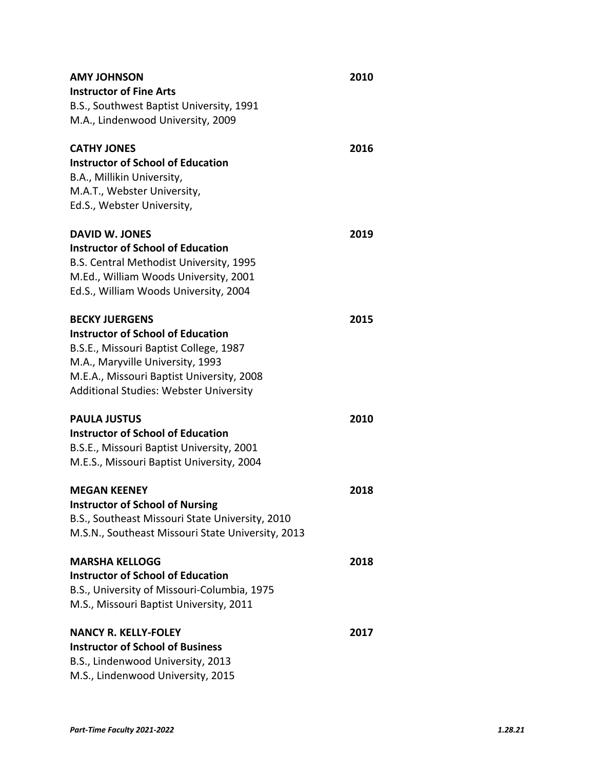**AMY JOHNSON** **2010**
**Instructor of Fine Arts**
B.S., Southwest Baptist University, 1991
M.A., Lindenwood University, 2009

**CATHY JONES** **2016**
**Instructor of School of Education**
B.A., Millikin University,
M.A.T., Webster University,
Ed.S., Webster University,

**DAVID W. JONES** **2019**
**Instructor of School of Education**
B.S. Central Methodist University, 1995
M.Ed., William Woods University, 2001
Ed.S., William Woods University, 2004

**BECKY JUERGENS** **2015**
**Instructor of School of Education**
B.S.E., Missouri Baptist College, 1987
M.A., Maryville University, 1993
M.E.A., Missouri Baptist University, 2008
Additional Studies: Webster University

**PAULA JUSTUS** **2010**
**Instructor of School of Education**
B.S.E., Missouri Baptist University, 2001
M.E.S., Missouri Baptist University, 2004

**MEGAN KEENEY** **2018**
**Instructor of School of Nursing**
B.S., Southeast Missouri State University, 2010
M.S.N., Southeast Missouri State University, 2013

**MARSHA KELLOGG** **2018**
**Instructor of School of Education**
B.S., University of Missouri-Columbia, 1975
M.S., Missouri Baptist University, 2011

**NANCY R. KELLY-FOLEY** **2017**
**Instructor of School of Business**
B.S., Lindenwood University, 2013
M.S., Lindenwood University, 2015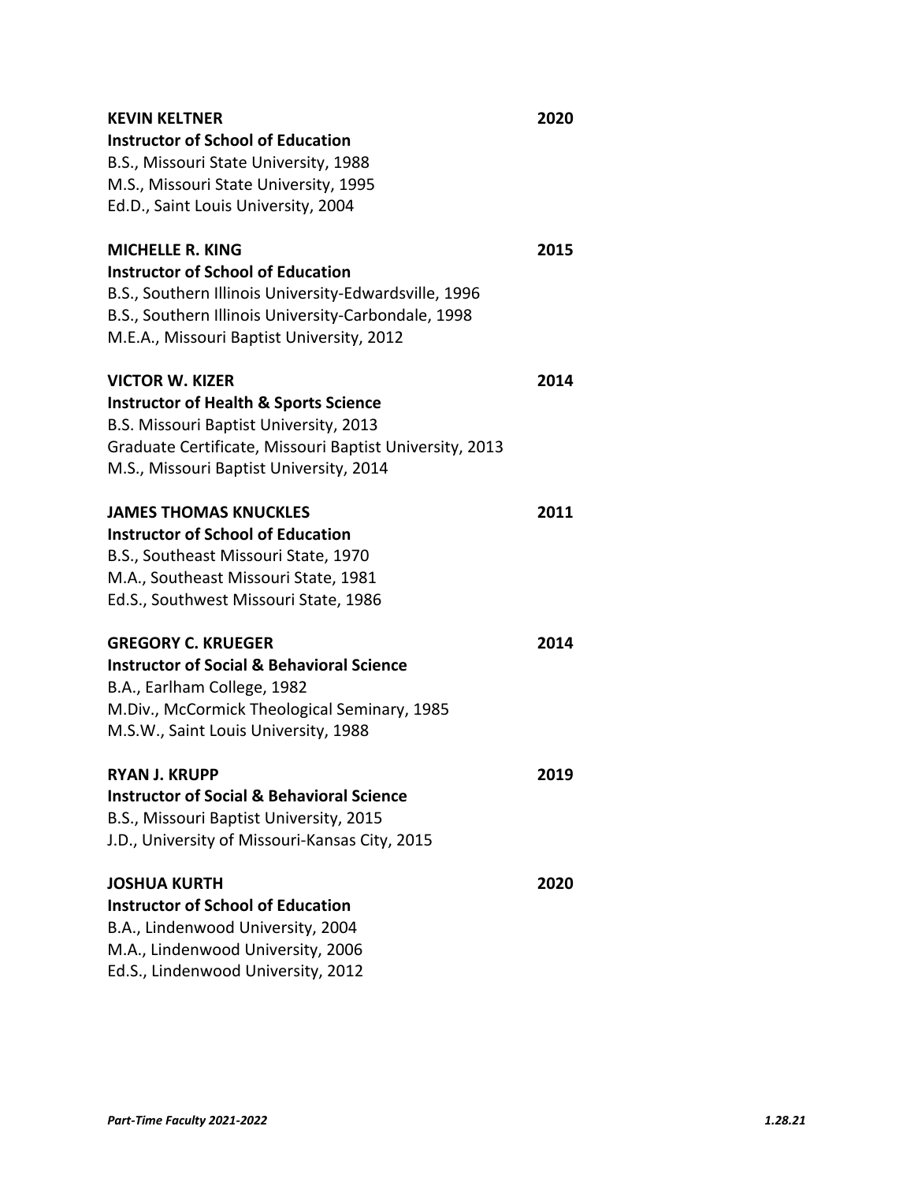**KEVIN KELTNER** 2020
**Instructor of School of Education**
B.S., Missouri State University, 1988
M.S., Missouri State University, 1995
Ed.D., Saint Louis University, 2004

**MICHELLE R. KING** 2015
**Instructor of School of Education**
B.S., Southern Illinois University-Edwardsville, 1996
B.S., Southern Illinois University-Carbondale, 1998
M.E.A., Missouri Baptist University, 2012

**VICTOR W. KIZER** 2014
**Instructor of Health & Sports Science**
B.S. Missouri Baptist University, 2013
Graduate Certificate, Missouri Baptist University, 2013
M.S., Missouri Baptist University, 2014

**JAMES THOMAS KNUCKLES** 2011
**Instructor of School of Education**
B.S., Southeast Missouri State, 1970
M.A., Southeast Missouri State, 1981
Ed.S., Southwest Missouri State, 1986

**GREGORY C. KRUEGER** 2014
**Instructor of Social & Behavioral Science**
B.A., Earlham College, 1982
M.Div., McCormick Theological Seminary, 1985
M.S.W., Saint Louis University, 1988

**RYAN J. KRUPP** 2019
**Instructor of Social & Behavioral Science**
B.S., Missouri Baptist University, 2015
J.D., University of Missouri-Kansas City, 2015

**JOSHUA KURTH** 2020
**Instructor of School of Education**
B.A., Lindenwood University, 2004
M.A., Lindenwood University, 2006
Ed.S., Lindenwood University, 2012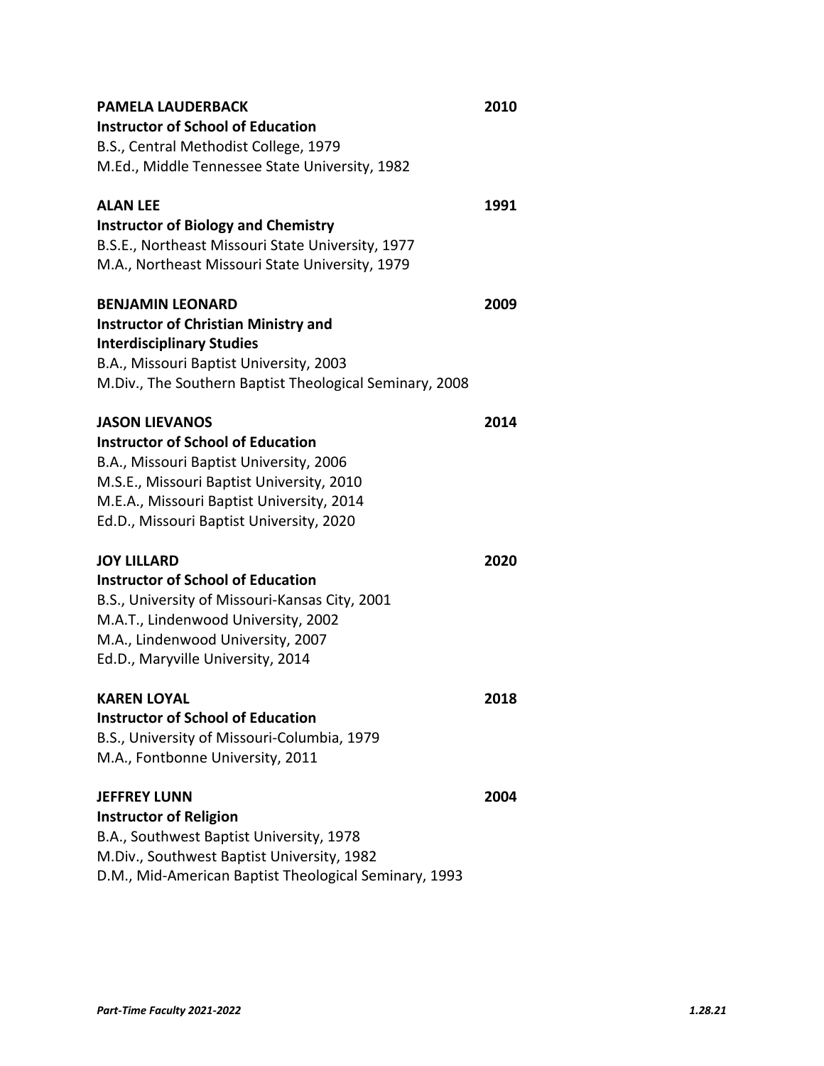**PAMELA LAUDERBACK** **2010**
**Instructor of School of Education**
B.S., Central Methodist College, 1979
M.Ed., Middle Tennessee State University, 1982

**ALAN LEE** **1991**
**Instructor of Biology and Chemistry**
B.S.E., Northeast Missouri State University, 1977
M.A., Northeast Missouri State University, 1979

**BENJAMIN LEONARD** **2009**
**Instructor of Christian Ministry and Interdisciplinary Studies**
B.A., Missouri Baptist University, 2003
M.Div., The Southern Baptist Theological Seminary, 2008

**JASON LIEVANOS** **2014**
**Instructor of School of Education**
B.A., Missouri Baptist University, 2006
M.S.E., Missouri Baptist University, 2010
M.E.A., Missouri Baptist University, 2014
Ed.D., Missouri Baptist University, 2020

**JOY LILLARD** **2020**
**Instructor of School of Education**
B.S., University of Missouri-Kansas City, 2001
M.A.T., Lindenwood University, 2002
M.A., Lindenwood University, 2007
Ed.D., Maryville University, 2014

**KAREN LOYAL** **2018**
**Instructor of School of Education**
B.S., University of Missouri-Columbia, 1979
M.A., Fontbonne University, 2011

**JEFFREY LUNN** **2004**
**Instructor of Religion**
B.A., Southwest Baptist University, 1978
M.Div., Southwest Baptist University, 1982
D.M., Mid-American Baptist Theological Seminary, 1993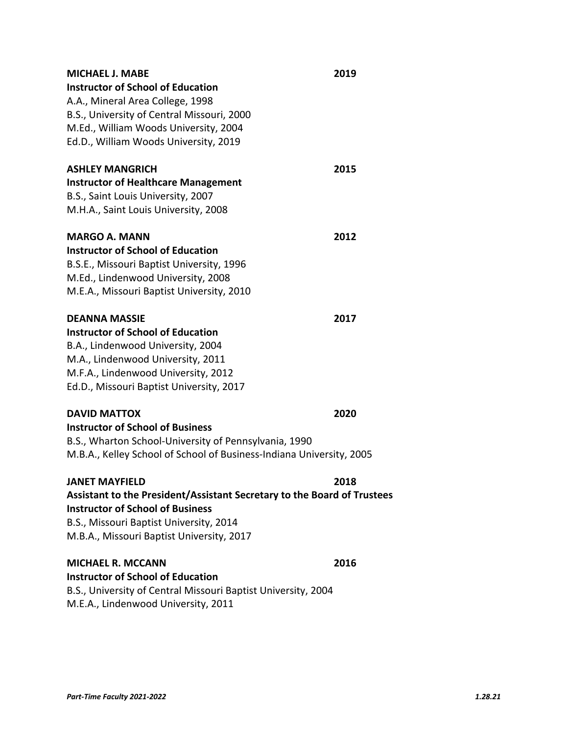**MICHAEL J. MABE** 2019
**Instructor of School of Education**
A.A., Mineral Area College, 1998
B.S., University of Central Missouri, 2000
M.Ed., William Woods University, 2004
Ed.D., William Woods University, 2019

**ASHLEY MANGRICH** 2015
**Instructor of Healthcare Management**
B.S., Saint Louis University, 2007
M.H.A., Saint Louis University, 2008

**MARGO A. MANN** 2012
**Instructor of School of Education**
B.S.E., Missouri Baptist University, 1996
M.Ed., Lindenwood University, 2008
M.E.A., Missouri Baptist University, 2010

**DEANNA MASSIE** 2017
**Instructor of School of Education**
B.A., Lindenwood University, 2004
M.A., Lindenwood University, 2011
M.F.A., Lindenwood University, 2012
Ed.D., Missouri Baptist University, 2017

**DAVID MATTOX** 2020
**Instructor of School of Business**
B.S., Wharton School-University of Pennsylvania, 1990
M.B.A., Kelley School of School of Business-Indiana University, 2005

**JANET MAYFIELD** 2018
**Assistant to the President/Assistant Secretary to the Board of Trustees**
**Instructor of School of Business**
B.S., Missouri Baptist University, 2014
M.B.A., Missouri Baptist University, 2017

**MICHAEL R. MCCANN** 2016
**Instructor of School of Education**
B.S., University of Central Missouri Baptist University, 2004
M.E.A., Lindenwood University, 2011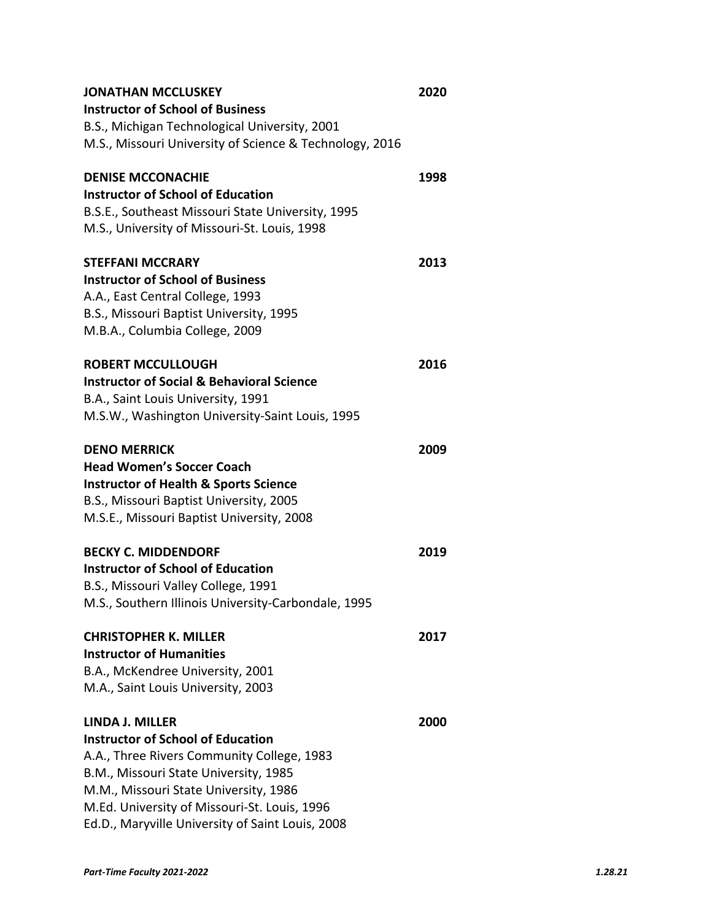**JONATHAN MCCLUSKEY** 2020
**Instructor of School of Business**
B.S., Michigan Technological University, 2001
M.S., Missouri University of Science & Technology, 2016

**DENISE MCCONACHIE** 1998
**Instructor of School of Education**
B.S.E., Southeast Missouri State University, 1995
M.S., University of Missouri-St. Louis, 1998

**STEFFANI MCCRARY** 2013
**Instructor of School of Business**
A.A., East Central College, 1993
B.S., Missouri Baptist University, 1995
M.B.A., Columbia College, 2009

**ROBERT MCCULLOUGH** 2016
**Instructor of Social & Behavioral Science**
B.A., Saint Louis University, 1991
M.S.W., Washington University-Saint Louis, 1995

**DENO MERRICK** 2009
**Head Women's Soccer Coach**
**Instructor of Health & Sports Science**
B.S., Missouri Baptist University, 2005
M.S.E., Missouri Baptist University, 2008

**BECKY C. MIDDENDORF** 2019
**Instructor of School of Education**
B.S., Missouri Valley College, 1991
M.S., Southern Illinois University-Carbondale, 1995

**CHRISTOPHER K. MILLER** 2017
**Instructor of Humanities**
B.A., McKendree University, 2001
M.A., Saint Louis University, 2003

**LINDA J. MILLER** 2000
**Instructor of School of Education**
A.A., Three Rivers Community College, 1983
B.M., Missouri State University, 1985
M.M., Missouri State University, 1986
M.Ed. University of Missouri-St. Louis, 1996
Ed.D., Maryville University of Saint Louis, 2008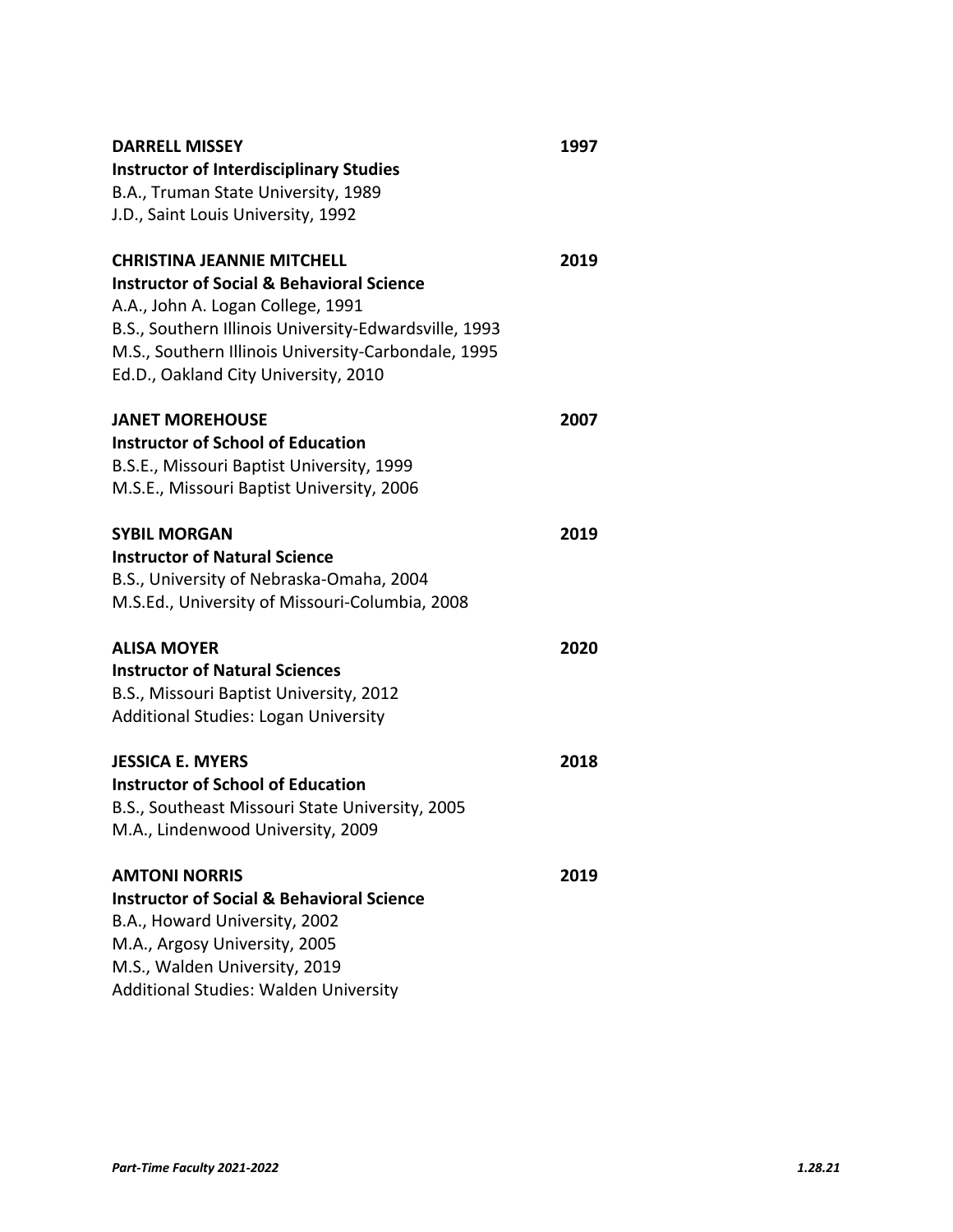**DARRELL MISSEY** 1997
**Instructor of Interdisciplinary Studies**
B.A., Truman State University, 1989
J.D., Saint Louis University, 1992

**CHRISTINA JEANNIE MITCHELL** 2019
**Instructor of Social & Behavioral Science**
A.A., John A. Logan College, 1991
B.S., Southern Illinois University-Edwardsville, 1993
M.S., Southern Illinois University-Carbondale, 1995
Ed.D., Oakland City University, 2010

**JANET MOREHOUSE** 2007
**Instructor of School of Education**
B.S.E., Missouri Baptist University, 1999
M.S.E., Missouri Baptist University, 2006

**SYBIL MORGAN** 2019
**Instructor of Natural Science**
B.S., University of Nebraska-Omaha, 2004
M.S.Ed., University of Missouri-Columbia, 2008

**ALISA MOYER** 2020
**Instructor of Natural Sciences**
B.S., Missouri Baptist University, 2012
Additional Studies: Logan University

**JESSICA E. MYERS** 2018
**Instructor of School of Education**
B.S., Southeast Missouri State University, 2005
M.A., Lindenwood University, 2009

**AMTONI NORRIS** 2019
**Instructor of Social & Behavioral Science**
B.A., Howard University, 2002
M.A., Argosy University, 2005
M.S., Walden University, 2019
Additional Studies: Walden University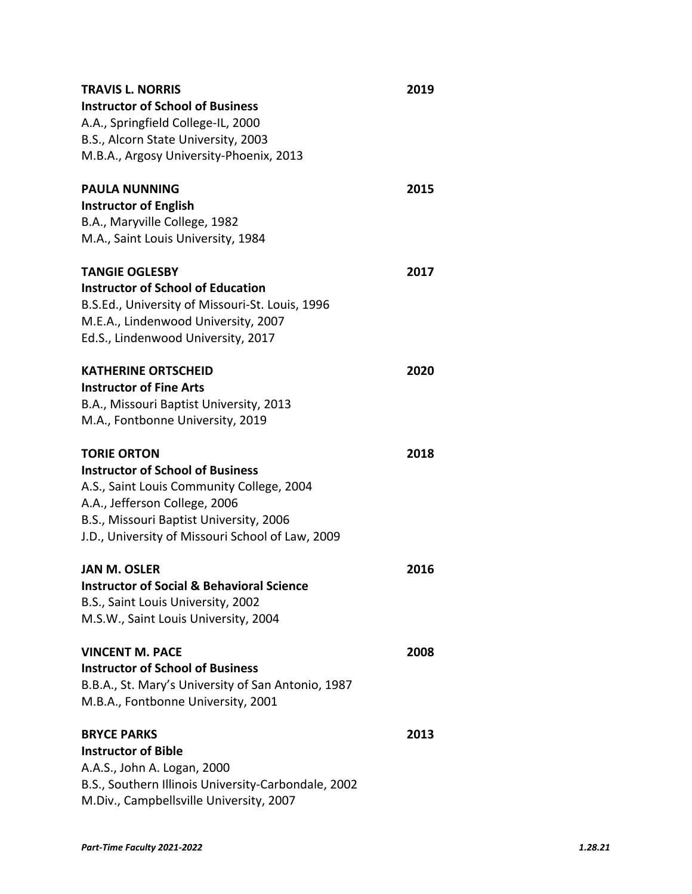**TRAVIS L. NORRIS** **2019**
**Instructor of School of Business**
A.A., Springfield College-IL, 2000
B.S., Alcorn State University, 2003
M.B.A., Argosy University-Phoenix, 2013

**PAULA NUNNING** **2015**
**Instructor of English**
B.A., Maryville College, 1982
M.A., Saint Louis University, 1984

**TANGIE OGLESBY** **2017**
**Instructor of School of Education**
B.S.Ed., University of Missouri-St. Louis, 1996
M.E.A., Lindenwood University, 2007
Ed.S., Lindenwood University, 2017

**KATHERINE ORTSCHEID** **2020**
**Instructor of Fine Arts**
B.A., Missouri Baptist University, 2013
M.A., Fontbonne University, 2019

**TORIE ORTON** **2018**
**Instructor of School of Business**
A.S., Saint Louis Community College, 2004
A.A., Jefferson College, 2006
B.S., Missouri Baptist University, 2006
J.D., University of Missouri School of Law, 2009

**JAN M. OSLER** **2016**
**Instructor of Social & Behavioral Science**
B.S., Saint Louis University, 2002
M.S.W., Saint Louis University, 2004

**VINCENT M. PACE** **2008**
**Instructor of School of Business**
B.B.A., St. Mary's University of San Antonio, 1987
M.B.A., Fontbonne University, 2001

**BRYCE PARKS** **2013**
**Instructor of Bible**
A.A.S., John A. Logan, 2000
B.S., Southern Illinois University-Carbondale, 2002
M.Div., Campbellsville University, 2007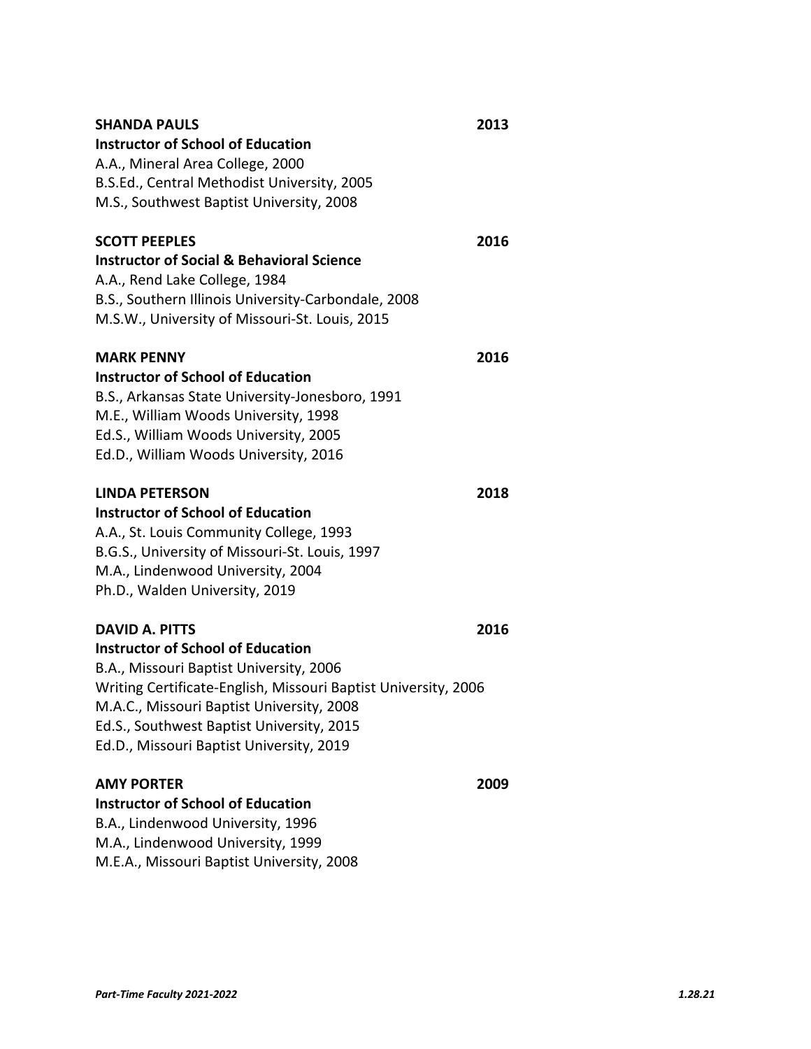**SHANDA PAULS** **2013**
**Instructor of School of Education**
A.A., Mineral Area College, 2000
B.S.Ed., Central Methodist University, 2005
M.S., Southwest Baptist University, 2008

**SCOTT PEEPLES** **2016**
**Instructor of Social & Behavioral Science**
A.A., Rend Lake College, 1984
B.S., Southern Illinois University-Carbondale, 2008
M.S.W., University of Missouri-St. Louis, 2015

**MARK PENNY** **2016**
**Instructor of School of Education**
B.S., Arkansas State University-Jonesboro, 1991
M.E., William Woods University, 1998
Ed.S., William Woods University, 2005
Ed.D., William Woods University, 2016

**LINDA PETERSON** **2018**
**Instructor of School of Education**
A.A., St. Louis Community College, 1993
B.G.S., University of Missouri-St. Louis, 1997
M.A., Lindenwood University, 2004
Ph.D., Walden University, 2019

**DAVID A. PITTS** **2016**
**Instructor of School of Education**
B.A., Missouri Baptist University, 2006
Writing Certificate-English, Missouri Baptist University, 2006
M.A.C., Missouri Baptist University, 2008
Ed.S., Southwest Baptist University, 2015
Ed.D., Missouri Baptist University, 2019

**AMY PORTER** **2009**
**Instructor of School of Education**
B.A., Lindenwood University, 1996
M.A., Lindenwood University, 1999
M.E.A., Missouri Baptist University, 2008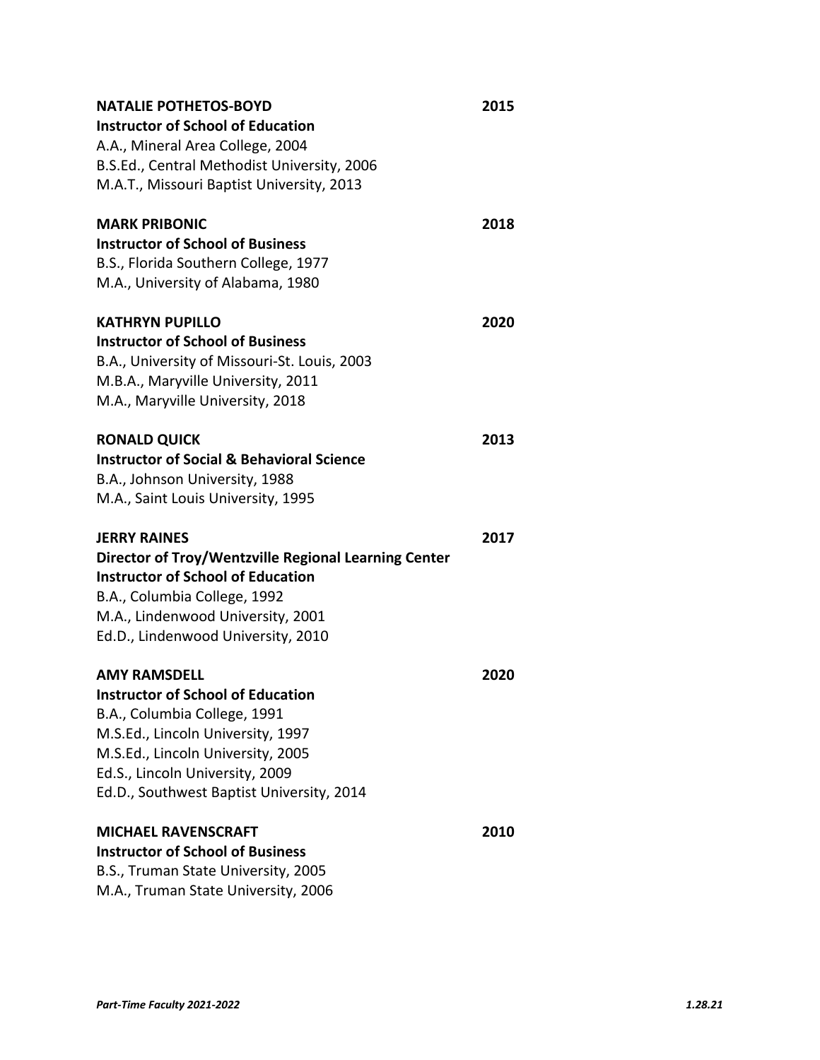**NATALIE POTHETOS-BOYD** **2015**
**Instructor of School of Education**
A.A., Mineral Area College, 2004
B.S.Ed., Central Methodist University, 2006
M.A.T., Missouri Baptist University, 2013

**MARK PRIBONIC** **2018**
**Instructor of School of Business**
B.S., Florida Southern College, 1977
M.A., University of Alabama, 1980

**KATHRYN PUPILLO** **2020**
**Instructor of School of Business**
B.A., University of Missouri-St. Louis, 2003
M.B.A., Maryville University, 2011
M.A., Maryville University, 2018

**RONALD QUICK** **2013**
**Instructor of Social & Behavioral Science**
B.A., Johnson University, 1988
M.A., Saint Louis University, 1995

**JERRY RAINES** **2017**
**Director of Troy/Wentzville Regional Learning Center**
**Instructor of School of Education**
B.A., Columbia College, 1992
M.A., Lindenwood University, 2001
Ed.D., Lindenwood University, 2010

**AMY RAMSDELL** **2020**
**Instructor of School of Education**
B.A., Columbia College, 1991
M.S.Ed., Lincoln University, 1997
M.S.Ed., Lincoln University, 2005
Ed.S., Lincoln University, 2009
Ed.D., Southwest Baptist University, 2014

**MICHAEL RAVENSCRAFT** **2010**
**Instructor of School of Business**
B.S., Truman State University, 2005
M.A., Truman State University, 2006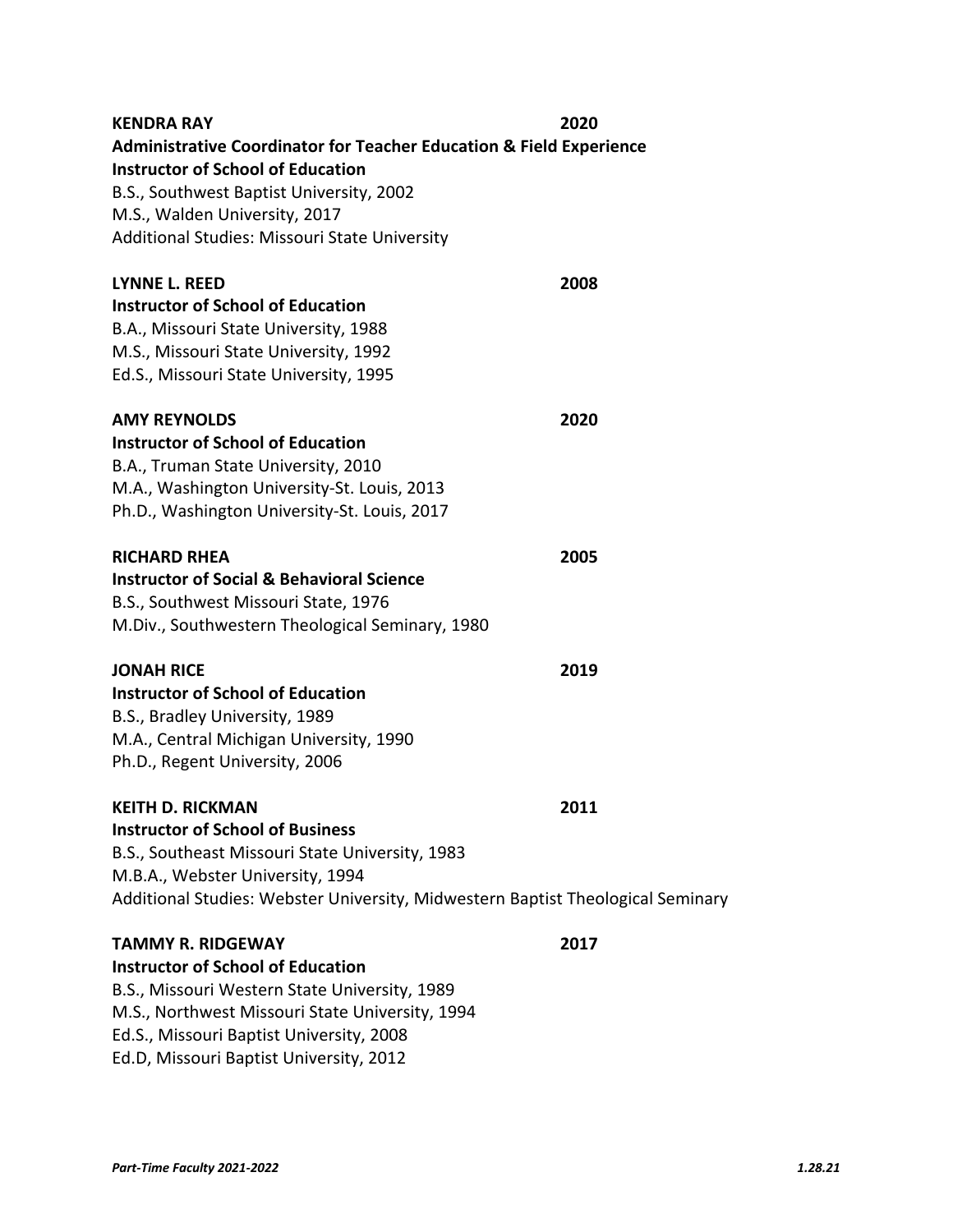**KENDRA RAY** **2020**
**Administrative Coordinator for Teacher Education & Field Experience**
**Instructor of School of Education**
B.S., Southwest Baptist University, 2002
M.S., Walden University, 2017
Additional Studies: Missouri State University

**LYNNE L. REED** **2008**
**Instructor of School of Education**
B.A., Missouri State University, 1988
M.S., Missouri State University, 1992
Ed.S., Missouri State University, 1995

**AMY REYNOLDS** **2020**
**Instructor of School of Education**
B.A., Truman State University, 2010
M.A., Washington University-St. Louis, 2013
Ph.D., Washington University-St. Louis, 2017

**RICHARD RHEA** **2005**
**Instructor of Social & Behavioral Science**
B.S., Southwest Missouri State, 1976
M.Div., Southwestern Theological Seminary, 1980

**JONAH RICE** **2019**
**Instructor of School of Education**
B.S., Bradley University, 1989
M.A., Central Michigan University, 1990
Ph.D., Regent University, 2006

**KEITH D. RICKMAN** **2011**
**Instructor of School of Business**
B.S., Southeast Missouri State University, 1983
M.B.A., Webster University, 1994
Additional Studies: Webster University, Midwestern Baptist Theological Seminary

**TAMMY R. RIDGEWAY** **2017**
**Instructor of School of Education**
B.S., Missouri Western State University, 1989
M.S., Northwest Missouri State University, 1994
Ed.S., Missouri Baptist University, 2008
Ed.D, Missouri Baptist University, 2012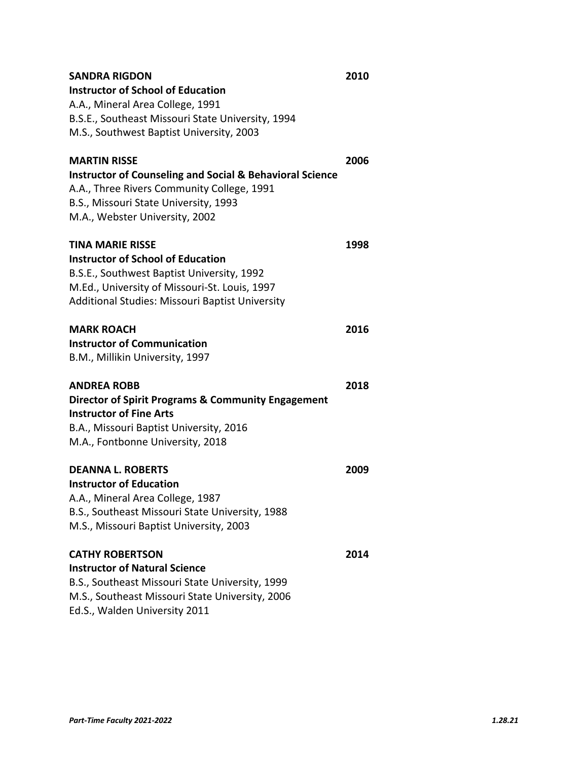**SANDRA RIGDON** **2010**
**Instructor of School of Education**
A.A., Mineral Area College, 1991
B.S.E., Southeast Missouri State University, 1994
M.S., Southwest Baptist University, 2003

**MARTIN RISSE** **2006**
**Instructor of Counseling and Social & Behavioral Science**
A.A., Three Rivers Community College, 1991
B.S., Missouri State University, 1993
M.A., Webster University, 2002

**TINA MARIE RISSE** **1998**
**Instructor of School of Education**
B.S.E., Southwest Baptist University, 1992
M.Ed., University of Missouri-St. Louis, 1997
Additional Studies: Missouri Baptist University

**MARK ROACH** **2016**
**Instructor of Communication**
B.M., Millikin University, 1997

**ANDREA ROBB** **2018**
**Director of Spirit Programs & Community Engagement**
**Instructor of Fine Arts**
B.A., Missouri Baptist University, 2016
M.A., Fontbonne University, 2018

**DEANNA L. ROBERTS** **2009**
**Instructor of Education**
A.A., Mineral Area College, 1987
B.S., Southeast Missouri State University, 1988
M.S., Missouri Baptist University, 2003

**CATHY ROBERTSON** **2014**
**Instructor of Natural Science**
B.S., Southeast Missouri State University, 1999
M.S., Southeast Missouri State University, 2006
Ed.S., Walden University 2011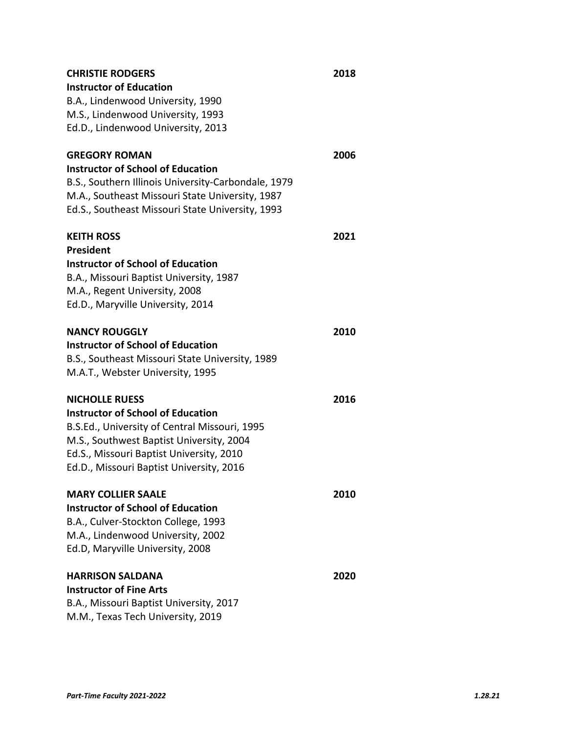**CHRISTIE RODGERS** **2018**
**Instructor of Education**
B.A., Lindenwood University, 1990
M.S., Lindenwood University, 1993
Ed.D., Lindenwood University, 2013

**GREGORY ROMAN** **2006**
**Instructor of School of Education**
B.S., Southern Illinois University-Carbondale, 1979
M.A., Southeast Missouri State University, 1987
Ed.S., Southeast Missouri State University, 1993

**KEITH ROSS** **2021**
**President**
**Instructor of School of Education**
B.A., Missouri Baptist University, 1987
M.A., Regent University, 2008
Ed.D., Maryville University, 2014

**NANCY ROUGGLY** **2010**
**Instructor of School of Education**
B.S., Southeast Missouri State University, 1989
M.A.T., Webster University, 1995

**NICHOLLE RUESS** **2016**
**Instructor of School of Education**
B.S.Ed., University of Central Missouri, 1995
M.S., Southwest Baptist University, 2004
Ed.S., Missouri Baptist University, 2010
Ed.D., Missouri Baptist University, 2016

**MARY COLLIER SAALE** **2010**
**Instructor of School of Education**
B.A., Culver-Stockton College, 1993
M.A., Lindenwood University, 2002
Ed.D, Maryville University, 2008

**HARRISON SALDANA** **2020**
**Instructor of Fine Arts**
B.A., Missouri Baptist University, 2017
M.M., Texas Tech University, 2019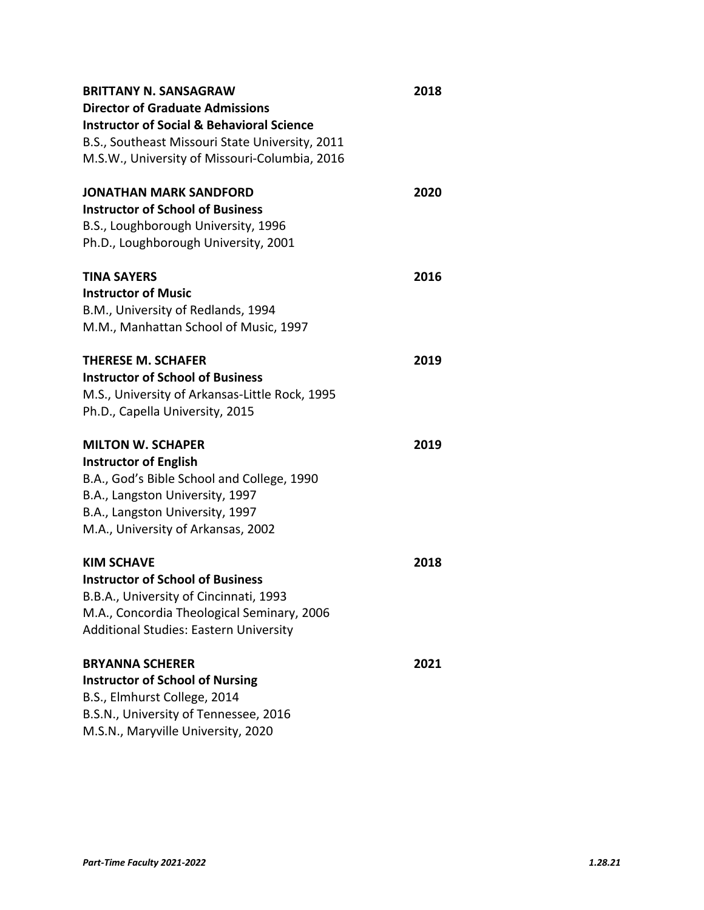**BRITTANY N. SANSAGRAW** 2018
**Director of Graduate Admissions**
**Instructor of Social & Behavioral Science**
B.S., Southeast Missouri State University, 2011
M.S.W., University of Missouri-Columbia, 2016

**JONATHAN MARK SANDFORD** 2020
**Instructor of School of Business**
B.S., Loughborough University, 1996
Ph.D., Loughborough University, 2001

**TINA SAYERS** 2016
**Instructor of Music**
B.M., University of Redlands, 1994
M.M., Manhattan School of Music, 1997

**THERESE M. SCHAFER** 2019
**Instructor of School of Business**
M.S., University of Arkansas-Little Rock, 1995
Ph.D., Capella University, 2015

**MILTON W. SCHAPER** 2019
**Instructor of English**
B.A., God's Bible School and College, 1990
B.A., Langston University, 1997
B.A., Langston University, 1997
M.A., University of Arkansas, 2002

**KIM SCHAVE** 2018
**Instructor of School of Business**
B.B.A., University of Cincinnati, 1993
M.A., Concordia Theological Seminary, 2006
Additional Studies: Eastern University

**BRYANNA SCHERER** 2021
**Instructor of School of Nursing**
B.S., Elmhurst College, 2014
B.S.N., University of Tennessee, 2016
M.S.N., Maryville University, 2020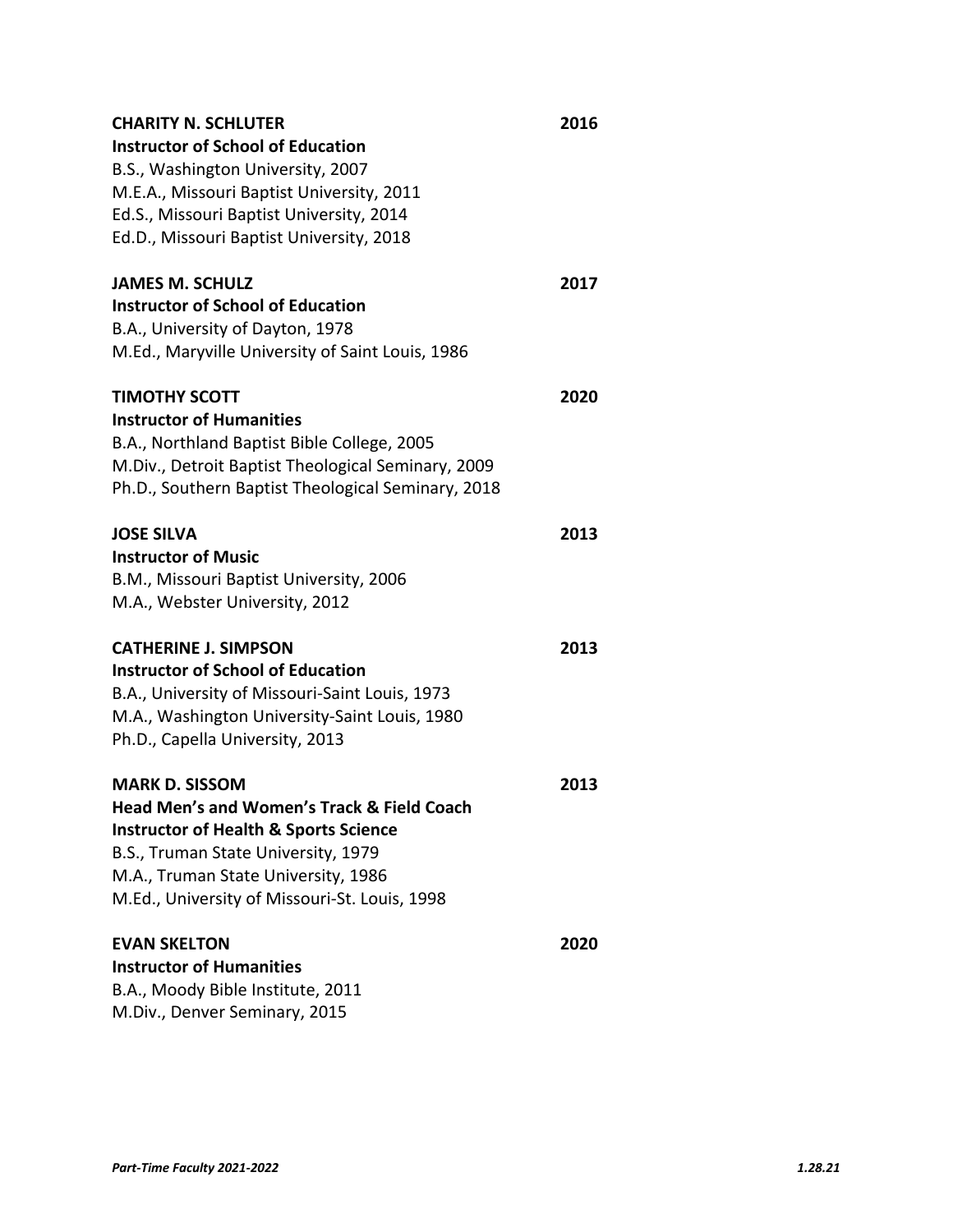**CHARITY N. SCHLUTER** **2016**
**Instructor of School of Education**
B.S., Washington University, 2007
M.E.A., Missouri Baptist University, 2011
Ed.S., Missouri Baptist University, 2014
Ed.D., Missouri Baptist University, 2018

**JAMES M. SCHULZ** **2017**
**Instructor of School of Education**
B.A., University of Dayton, 1978
M.Ed., Maryville University of Saint Louis, 1986

**TIMOTHY SCOTT** **2020**
**Instructor of Humanities**
B.A., Northland Baptist Bible College, 2005
M.Div., Detroit Baptist Theological Seminary, 2009
Ph.D., Southern Baptist Theological Seminary, 2018

**JOSE SILVA** **2013**
**Instructor of Music**
B.M., Missouri Baptist University, 2006
M.A., Webster University, 2012

**CATHERINE J. SIMPSON** **2013**
**Instructor of School of Education**
B.A., University of Missouri-Saint Louis, 1973
M.A., Washington University-Saint Louis, 1980
Ph.D., Capella University, 2013

**MARK D. SISSOM** **2013**
**Head Men's and Women's Track & Field Coach**
**Instructor of Health & Sports Science**
B.S., Truman State University, 1979
M.A., Truman State University, 1986
M.Ed., University of Missouri-St. Louis, 1998

**EVAN SKELTON** **2020**
**Instructor of Humanities**
B.A., Moody Bible Institute, 2011
M.Div., Denver Seminary, 2015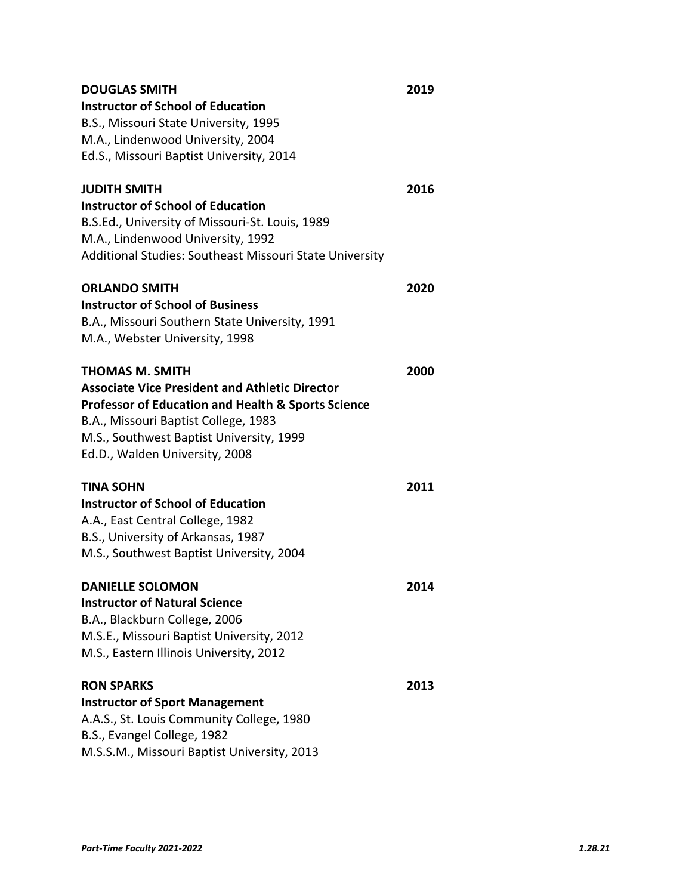**DOUGLAS SMITH** **2019**
**Instructor of School of Education**
B.S., Missouri State University, 1995
M.A., Lindenwood University, 2004
Ed.S., Missouri Baptist University, 2014

**JUDITH SMITH** **2016**
**Instructor of School of Education**
B.S.Ed., University of Missouri-St. Louis, 1989
M.A., Lindenwood University, 1992
Additional Studies: Southeast Missouri State University

**ORLANDO SMITH** **2020**
**Instructor of School of Business**
B.A., Missouri Southern State University, 1991
M.A., Webster University, 1998

**THOMAS M. SMITH** **2000**
**Associate Vice President and Athletic Director**
**Professor of Education and Health & Sports Science**
B.A., Missouri Baptist College, 1983
M.S., Southwest Baptist University, 1999
Ed.D., Walden University, 2008

**TINA SOHN** **2011**
**Instructor of School of Education**
A.A., East Central College, 1982
B.S., University of Arkansas, 1987
M.S., Southwest Baptist University, 2004

**DANIELLE SOLOMON** **2014**
**Instructor of Natural Science**
B.A., Blackburn College, 2006
M.S.E., Missouri Baptist University, 2012
M.S., Eastern Illinois University, 2012

**RON SPARKS** **2013**
**Instructor of Sport Management**
A.A.S., St. Louis Community College, 1980
B.S., Evangel College, 1982
M.S.S.M., Missouri Baptist University, 2013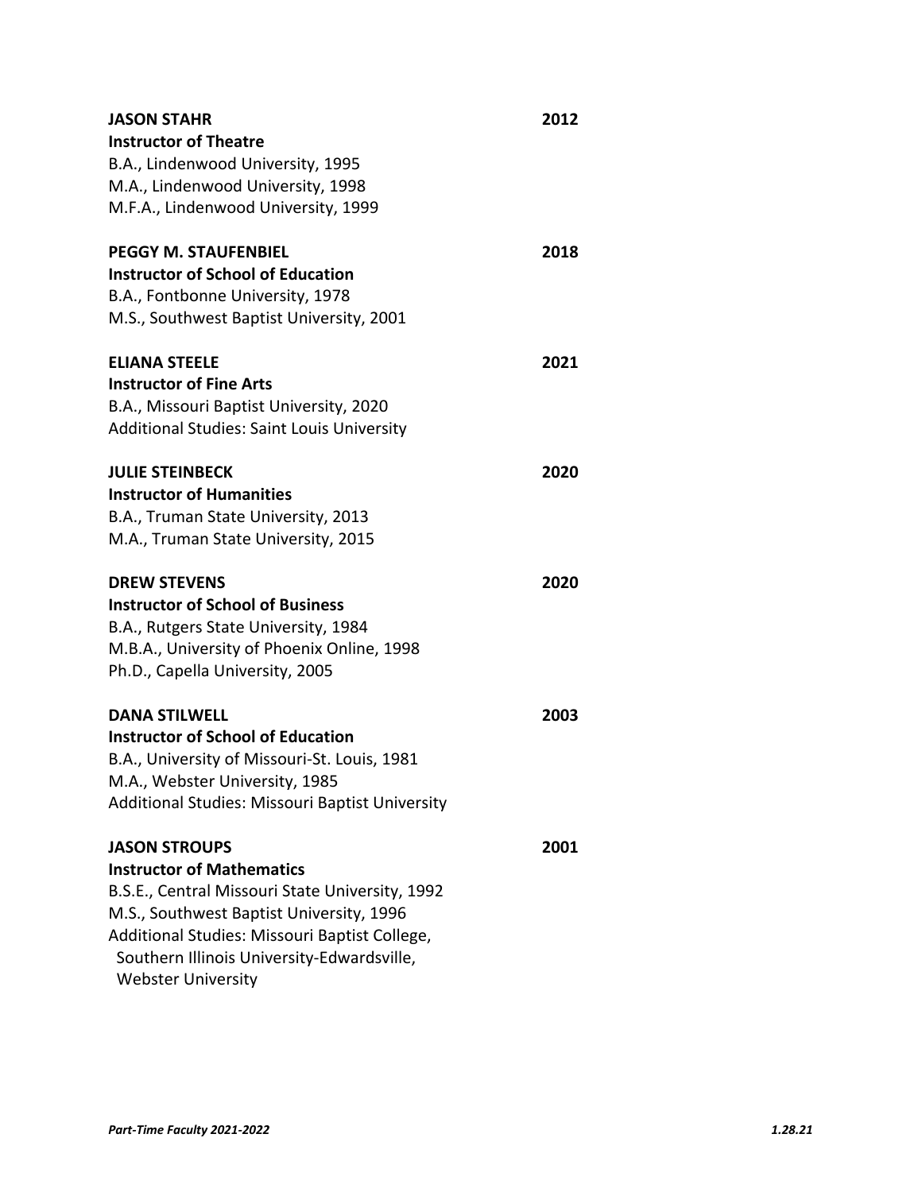**JASON STAHR** **2012**
**Instructor of Theatre**
B.A., Lindenwood University, 1995
M.A., Lindenwood University, 1998
M.F.A., Lindenwood University, 1999

**PEGGY M. STAUFENBIEL** **2018**
**Instructor of School of Education**
B.A., Fontbonne University, 1978
M.S., Southwest Baptist University, 2001

**ELIANA STEELE** **2021**
**Instructor of Fine Arts**
B.A., Missouri Baptist University, 2020
Additional Studies: Saint Louis University

**JULIE STEINBECK** **2020**
**Instructor of Humanities**
B.A., Truman State University, 2013
M.A., Truman State University, 2015

**DREW STEVENS** **2020**
**Instructor of School of Business**
B.A., Rutgers State University, 1984
M.B.A., University of Phoenix Online, 1998
Ph.D., Capella University, 2005

**DANA STILWELL** **2003**
**Instructor of School of Education**
B.A., University of Missouri-St. Louis, 1981
M.A., Webster University, 1985
Additional Studies: Missouri Baptist University

**JASON STROUPS** **2001**
**Instructor of Mathematics**
B.S.E., Central Missouri State University, 1992
M.S., Southwest Baptist University, 1996
Additional Studies: Missouri Baptist College,
Southern Illinois University-Edwardsville,
Webster University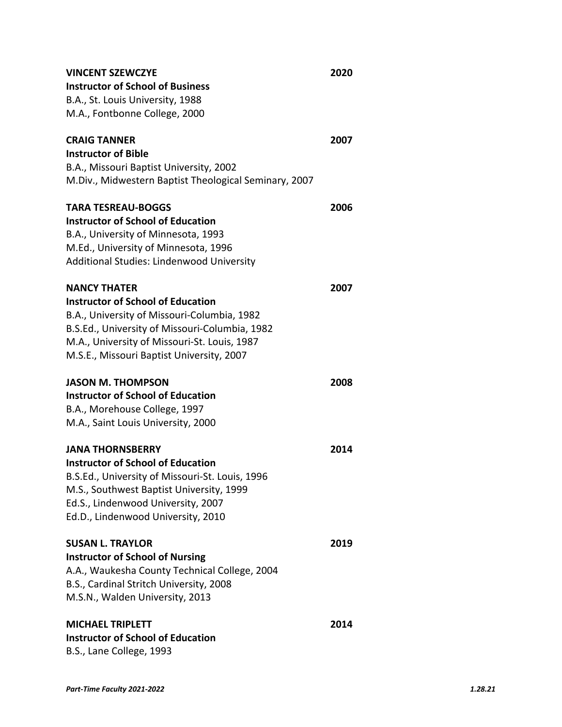**VINCENT SZEWCZYE** 2020
**Instructor of School of Business**
B.A., St. Louis University, 1988
M.A., Fontbonne College, 2000

**CRAIG TANNER** 2007
**Instructor of Bible**
B.A., Missouri Baptist University, 2002
M.Div., Midwestern Baptist Theological Seminary, 2007

**TARA TESREAU-BOGGS** 2006
**Instructor of School of Education**
B.A., University of Minnesota, 1993
M.Ed., University of Minnesota, 1996
Additional Studies: Lindenwood University

**NANCY THATER** 2007
**Instructor of School of Education**
B.A., University of Missouri-Columbia, 1982
B.S.Ed., University of Missouri-Columbia, 1982
M.A., University of Missouri-St. Louis, 1987
M.S.E., Missouri Baptist University, 2007

**JASON M. THOMPSON** 2008
**Instructor of School of Education**
B.A., Morehouse College, 1997
M.A., Saint Louis University, 2000

**JANA THORNSBERRY** 2014
**Instructor of School of Education**
B.S.Ed., University of Missouri-St. Louis, 1996
M.S., Southwest Baptist University, 1999
Ed.S., Lindenwood University, 2007
Ed.D., Lindenwood University, 2010

**SUSAN L. TRAYLOR** 2019
**Instructor of School of Nursing**
A.A., Waukesha County Technical College, 2004
B.S., Cardinal Stritch University, 2008
M.S.N., Walden University, 2013

**MICHAEL TRIPLETT** 2014
**Instructor of School of Education**
B.S., Lane College, 1993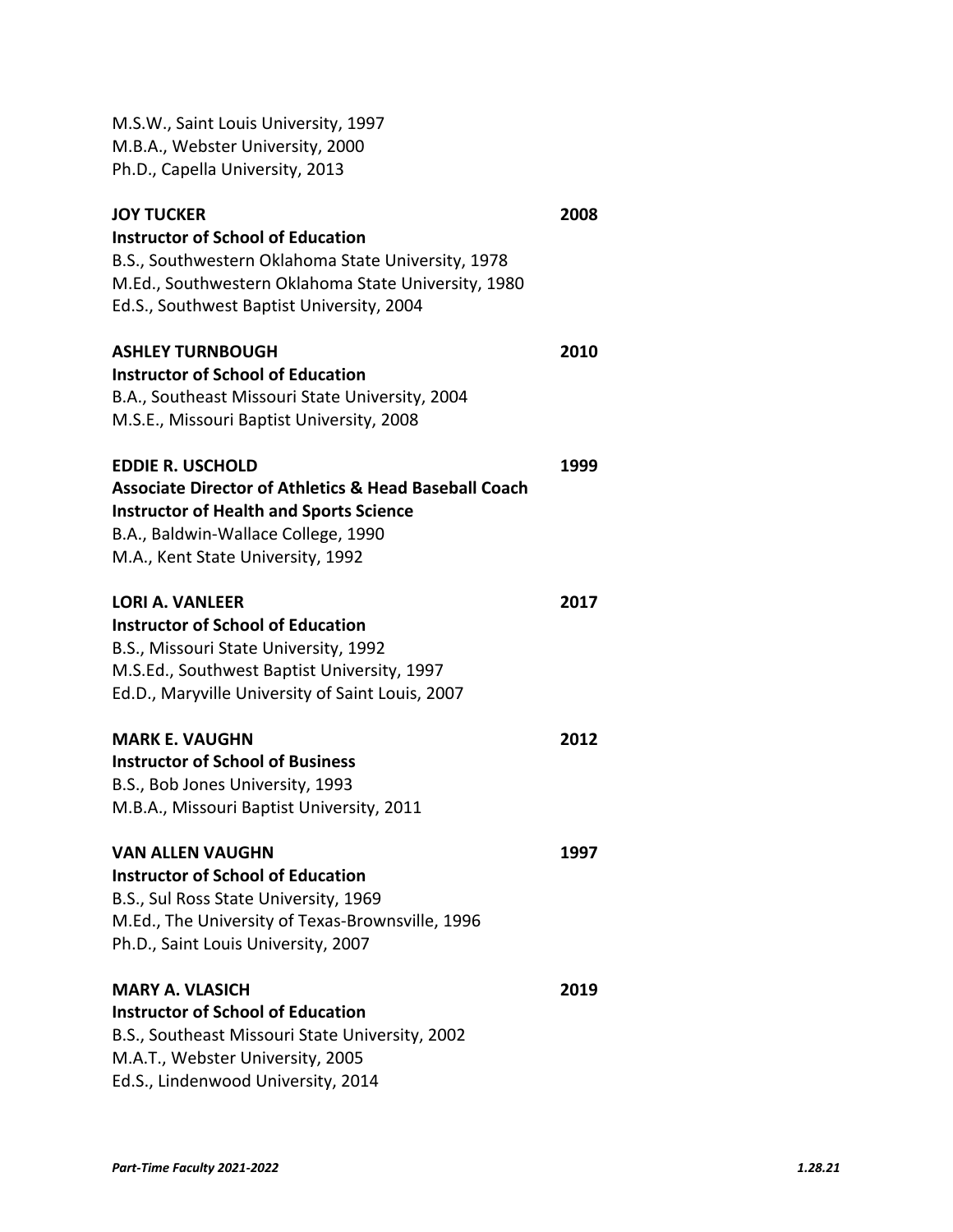M.S.W., Saint Louis University, 1997
M.B.A., Webster University, 2000
Ph.D., Capella University, 2013

**JOY TUCKER** 2008
**Instructor of School of Education**
B.S., Southwestern Oklahoma State University, 1978
M.Ed., Southwestern Oklahoma State University, 1980
Ed.S., Southwest Baptist University, 2004

**ASHLEY TURNBOUGH** 2010
**Instructor of School of Education**
B.A., Southeast Missouri State University, 2004
M.S.E., Missouri Baptist University, 2008

**EDDIE R. USCHOLD** 1999
**Associate Director of Athletics & Head Baseball Coach**
**Instructor of Health and Sports Science**
B.A., Baldwin-Wallace College, 1990
M.A., Kent State University, 1992

**LORI A. VANLEER** 2017
**Instructor of School of Education**
B.S., Missouri State University, 1992
M.S.Ed., Southwest Baptist University, 1997
Ed.D., Maryville University of Saint Louis, 2007

**MARK E. VAUGHN** 2012
**Instructor of School of Business**
B.S., Bob Jones University, 1993
M.B.A., Missouri Baptist University, 2011

**VAN ALLEN VAUGHN** 1997
**Instructor of School of Education**
B.S., Sul Ross State University, 1969
M.Ed., The University of Texas-Brownsville, 1996
Ph.D., Saint Louis University, 2007

**MARY A. VLASICH** 2019
**Instructor of School of Education**
B.S., Southeast Missouri State University, 2002
M.A.T., Webster University, 2005
Ed.S., Lindenwood University, 2014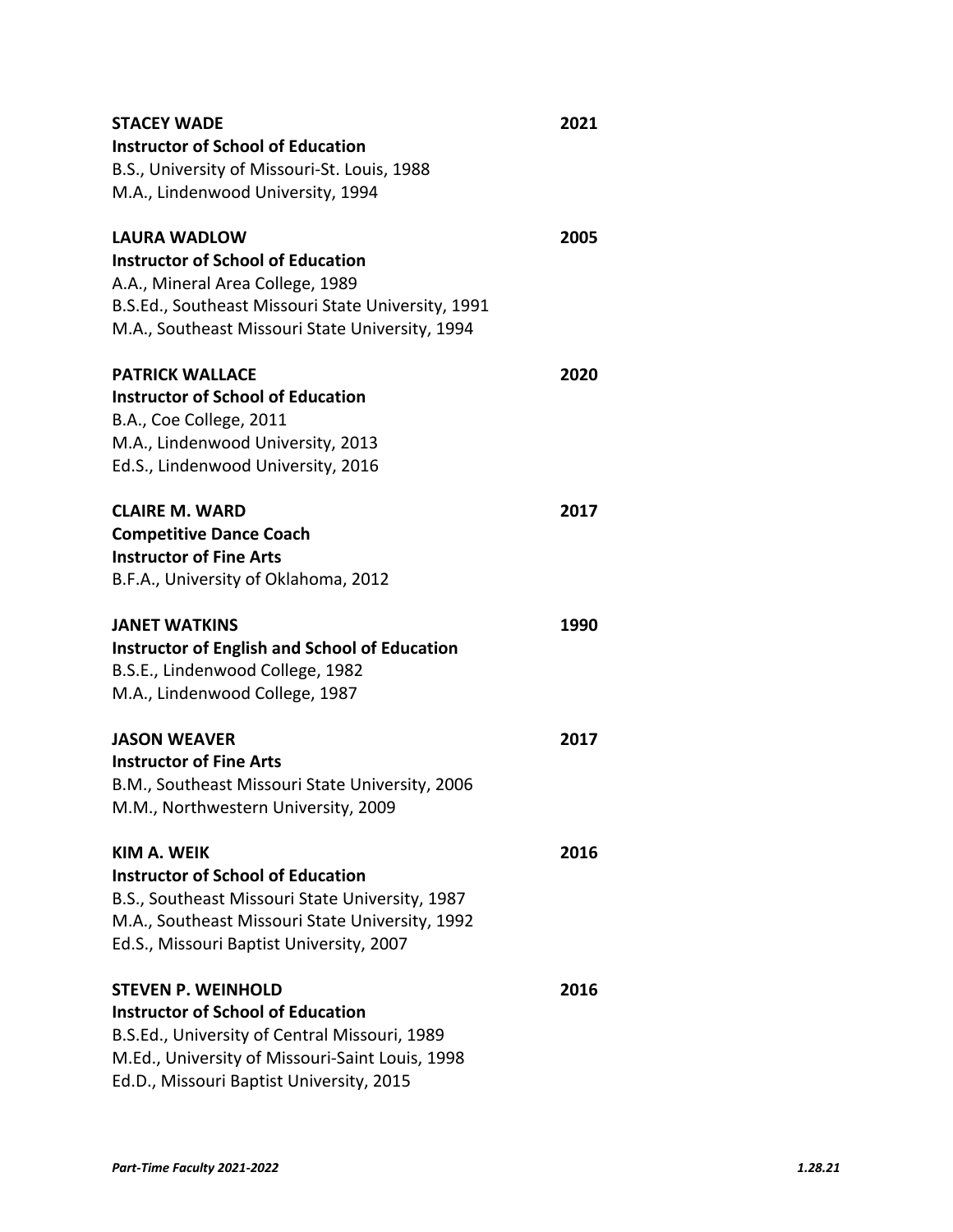**STACEY WADE** **2021**
**Instructor of School of Education**
B.S., University of Missouri-St. Louis, 1988
M.A., Lindenwood University, 1994

**LAURA WADLOW** **2005**
**Instructor of School of Education**
A.A., Mineral Area College, 1989
B.S.Ed., Southeast Missouri State University, 1991
M.A., Southeast Missouri State University, 1994

**PATRICK WALLACE** **2020**
**Instructor of School of Education**
B.A., Coe College, 2011
M.A., Lindenwood University, 2013
Ed.S., Lindenwood University, 2016

**CLAIRE M. WARD** **2017**
**Competitive Dance Coach**
**Instructor of Fine Arts**
B.F.A., University of Oklahoma, 2012

**JANET WATKINS** **1990**
**Instructor of English and School of Education**
B.S.E., Lindenwood College, 1982
M.A., Lindenwood College, 1987

**JASON WEAVER** **2017**
**Instructor of Fine Arts**
B.M., Southeast Missouri State University, 2006
M.M., Northwestern University, 2009

**KIM A. WEIK** **2016**
**Instructor of School of Education**
B.S., Southeast Missouri State University, 1987
M.A., Southeast Missouri State University, 1992
Ed.S., Missouri Baptist University, 2007

**STEVEN P. WEINHOLD** **2016**
**Instructor of School of Education**
B.S.Ed., University of Central Missouri, 1989
M.Ed., University of Missouri-Saint Louis, 1998
Ed.D., Missouri Baptist University, 2015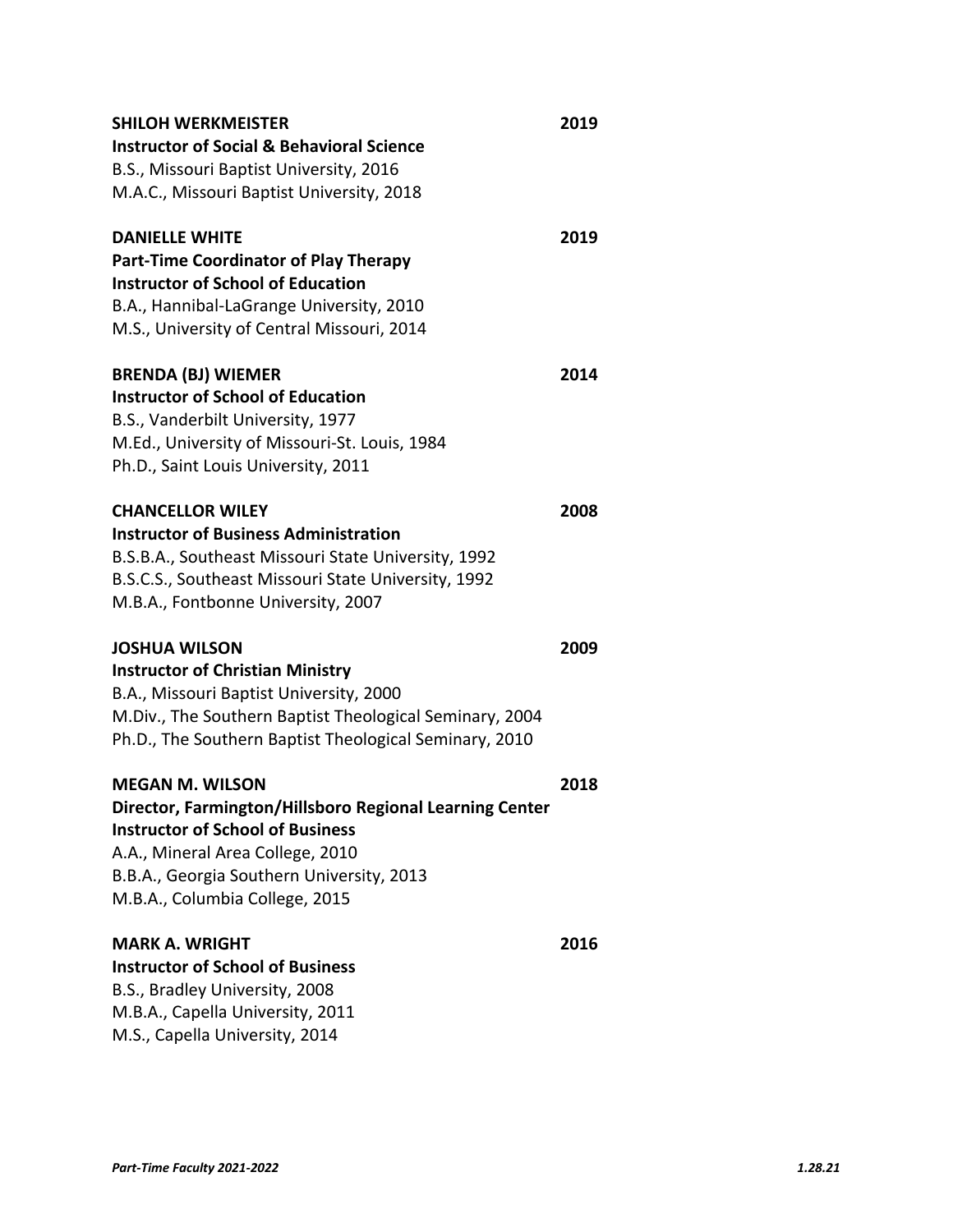**SHILOH WERKMEISTER** **2019**
**Instructor of Social & Behavioral Science**
B.S., Missouri Baptist University, 2016
M.A.C., Missouri Baptist University, 2018

**DANIELLE WHITE** **2019**
**Part-Time Coordinator of Play Therapy**
**Instructor of School of Education**
B.A., Hannibal-LaGrange University, 2010
M.S., University of Central Missouri, 2014

**BRENDA (BJ) WIEMER** **2014**
**Instructor of School of Education**
B.S., Vanderbilt University, 1977
M.Ed., University of Missouri-St. Louis, 1984
Ph.D., Saint Louis University, 2011

**CHANCELLOR WILEY** **2008**
**Instructor of Business Administration**
B.S.B.A., Southeast Missouri State University, 1992
B.S.C.S., Southeast Missouri State University, 1992
M.B.A., Fontbonne University, 2007

**JOSHUA WILSON** **2009**
**Instructor of Christian Ministry**
B.A., Missouri Baptist University, 2000
M.Div., The Southern Baptist Theological Seminary, 2004
Ph.D., The Southern Baptist Theological Seminary, 2010

**MEGAN M. WILSON** **2018**
**Director, Farmington/Hillsboro Regional Learning Center**
**Instructor of School of Business**
A.A., Mineral Area College, 2010
B.B.A., Georgia Southern University, 2013
M.B.A., Columbia College, 2015

**MARK A. WRIGHT** **2016**
**Instructor of School of Business**
B.S., Bradley University, 2008
M.B.A., Capella University, 2011
M.S., Capella University, 2014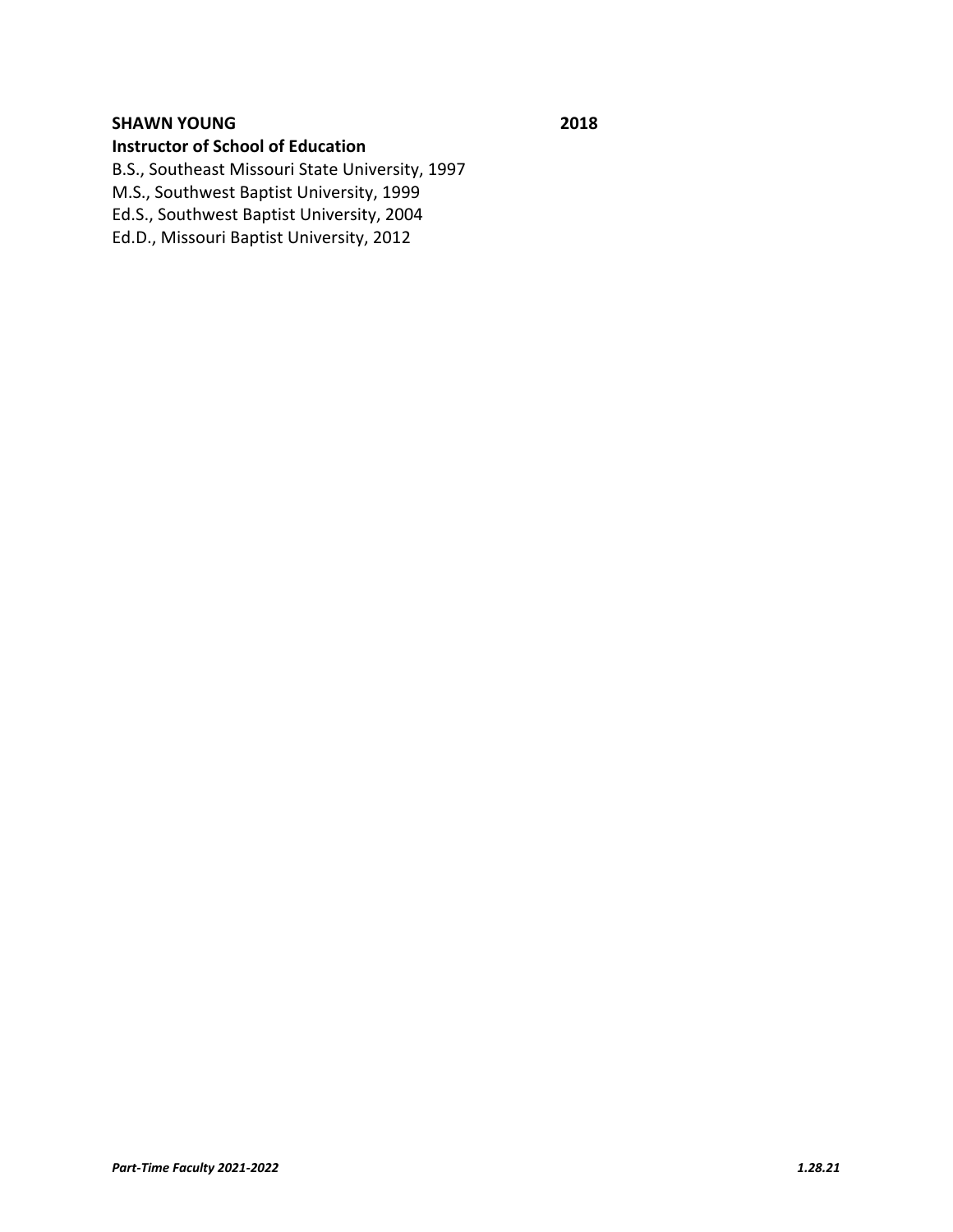**SHAWN YOUNG** **2018**

**Instructor of School of Education**

B.S., Southeast Missouri State University, 1997
M.S., Southwest Baptist University, 1999
Ed.S., Southwest Baptist University, 2004
Ed.D., Missouri Baptist University, 2012